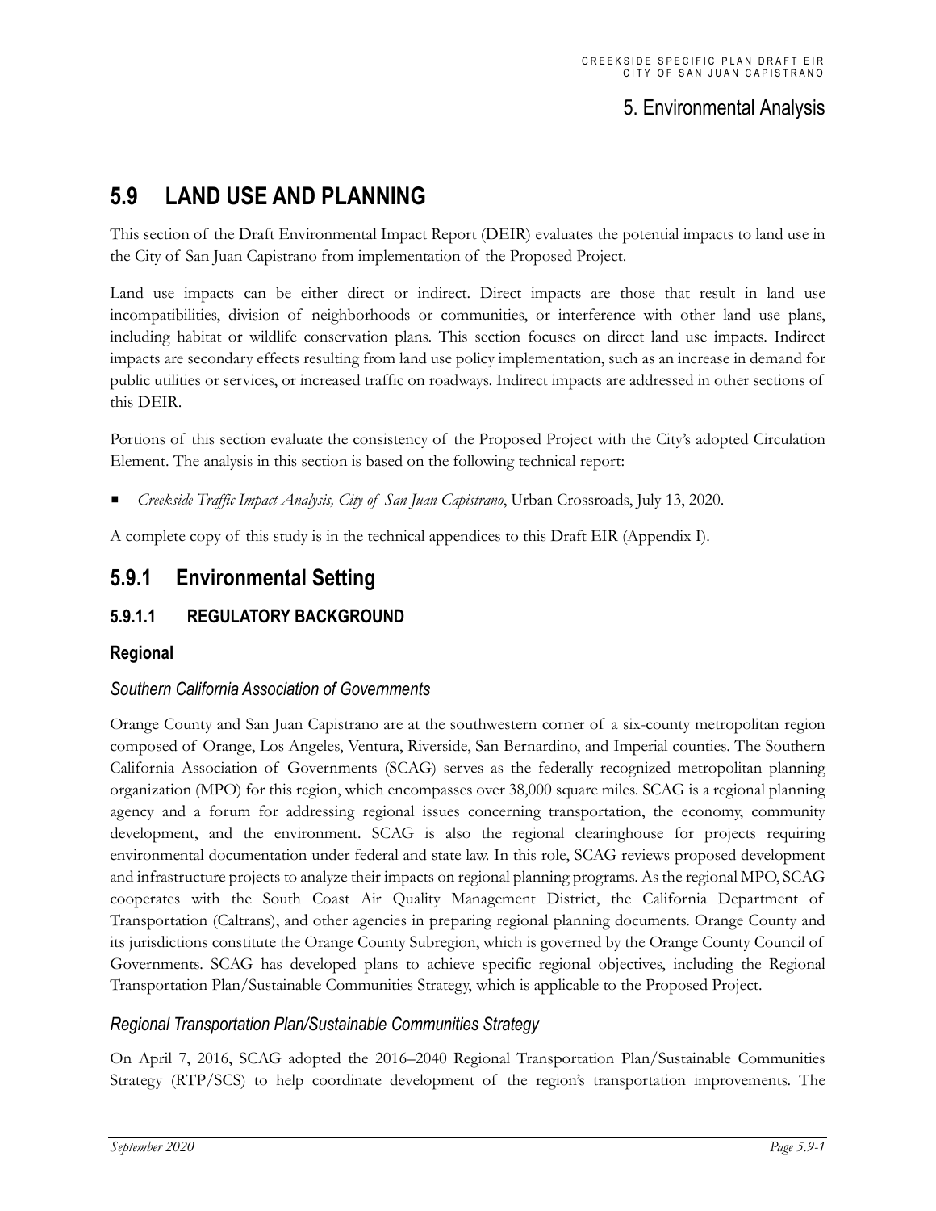# 5.9 LAND USE AND PLANNING

This section of the Draft Environmental Impact Report (DEIR) evaluates the potential impacts to land use in the City of San Juan Capistrano from implementation of the Proposed Project.

Land use impacts can be either direct or indirect. Direct impacts are those that result in land use incompatibilities, division of neighborhoods or communities, or interference with other land use plans, including habitat or wildlife conservation plans. This section focuses on direct land use impacts. Indirect impacts are secondary effects resulting from land use policy implementation, such as an increase in demand for public utilities or services, or increased traffic on roadways. Indirect impacts are addressed in other sections of this DEIR.

Portions of this section evaluate the consistency of the Proposed Project with the City's adopted Circulation Element. The analysis in this section is based on the following technical report:

- *Creekside Traffic Impact Analysis, City of San Juan Capistrano*, Urban Crossroads, July 13, 2020.

A complete copy of this study is in the technical appendices to this Draft EIR (Appendix I).

## 5.9.1 Environmental Setting

### 5.9.1.1 REGULATORY BACKGROUND

#### Regional

##### *Southern California Association of Governments*

Orange County and San Juan Capistrano are at the southwestern corner of a six-county metropolitan region composed of Orange, Los Angeles, Ventura, Riverside, San Bernardino, and Imperial counties. The Southern California Association of Governments (SCAG) serves as the federally recognized metropolitan planning organization (MPO) for this region, which encompasses over 38,000 square miles. SCAG is a regional planning agency and a forum for addressing regional issues concerning transportation, the economy, community development, and the environment. SCAG is also the regional clearinghouse for projects requiring environmental documentation under federal and state law. In this role, SCAG reviews proposed development and infrastructure projects to analyze their impacts on regional planning programs. As the regional MPO, SCAG cooperates with the South Coast Air Quality Management District, the California Department of Transportation (Caltrans), and other agencies in preparing regional planning documents. Orange County and its jurisdictions constitute the Orange County Subregion, which is governed by the Orange County Council of Governments. SCAG has developed plans to achieve specific regional objectives, including the Regional Transportation Plan/Sustainable Communities Strategy, which is applicable to the Proposed Project.

##### *Regional Transportation Plan/Sustainable Communities Strategy*

On April 7, 2016, SCAG adopted the 2016–2040 Regional Transportation Plan/Sustainable Communities Strategy (RTP/SCS) to help coordinate development of the region's transportation improvements. The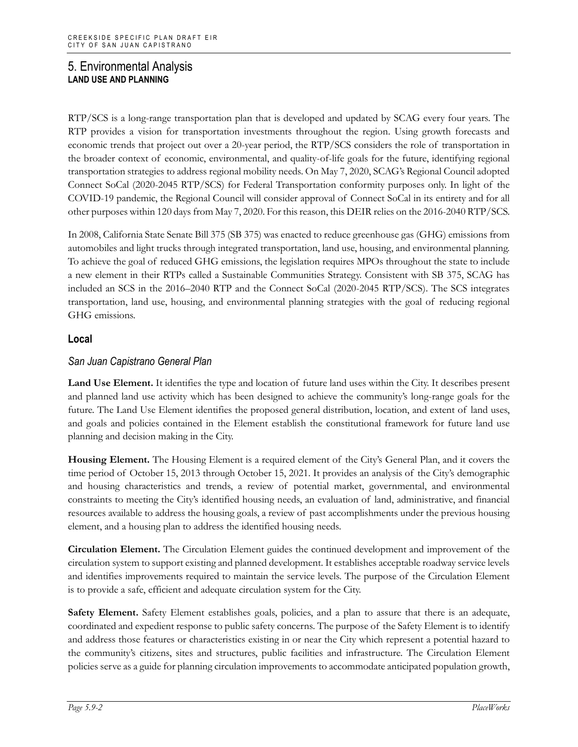RTP/SCS is a long-range transportation plan that is developed and updated by SCAG every four years. The RTP provides a vision for transportation investments throughout the region. Using growth forecasts and economic trends that project out over a 20-year period, the RTP/SCS considers the role of transportation in the broader context of economic, environmental, and quality-of-life goals for the future, identifying regional transportation strategies to address regional mobility needs. On May 7, 2020, SCAG's Regional Council adopted Connect SoCal (2020-2045 RTP/SCS) for Federal Transportation conformity purposes only. In light of the COVID-19 pandemic, the Regional Council will consider approval of Connect SoCal in its entirety and for all other purposes within 120 days from May 7, 2020. For this reason, this DEIR relies on the 2016-2040 RTP/SCS.

In 2008, California State Senate Bill 375 (SB 375) was enacted to reduce greenhouse gas (GHG) emissions from automobiles and light trucks through integrated transportation, land use, housing, and environmental planning. To achieve the goal of reduced GHG emissions, the legislation requires MPOs throughout the state to include a new element in their RTPs called a Sustainable Communities Strategy. Consistent with SB 375, SCAG has included an SCS in the 2016–2040 RTP and the Connect SoCal (2020-2045 RTP/SCS). The SCS integrates transportation, land use, housing, and environmental planning strategies with the goal of reducing regional GHG emissions.

### Local

#### *San Juan Capistrano General Plan*

**Land Use Element.** It identifies the type and location of future land uses within the City. It describes present and planned land use activity which has been designed to achieve the community's long-range goals for the future. The Land Use Element identifies the proposed general distribution, location, and extent of land uses, and goals and policies contained in the Element establish the constitutional framework for future land use planning and decision making in the City.

**Housing Element.** The Housing Element is a required element of the City's General Plan, and it covers the time period of October 15, 2013 through October 15, 2021. It provides an analysis of the City's demographic and housing characteristics and trends, a review of potential market, governmental, and environmental constraints to meeting the City's identified housing needs, an evaluation of land, administrative, and financial resources available to address the housing goals, a review of past accomplishments under the previous housing element, and a housing plan to address the identified housing needs.

**Circulation Element.** The Circulation Element guides the continued development and improvement of the circulation system to support existing and planned development. It establishes acceptable roadway service levels and identifies improvements required to maintain the service levels. The purpose of the Circulation Element is to provide a safe, efficient and adequate circulation system for the City.

**Safety Element.** Safety Element establishes goals, policies, and a plan to assure that there is an adequate, coordinated and expedient response to public safety concerns. The purpose of the Safety Element is to identify and address those features or characteristics existing in or near the City which represent a potential hazard to the community's citizens, sites and structures, public facilities and infrastructure. The Circulation Element policies serve as a guide for planning circulation improvements to accommodate anticipated population growth,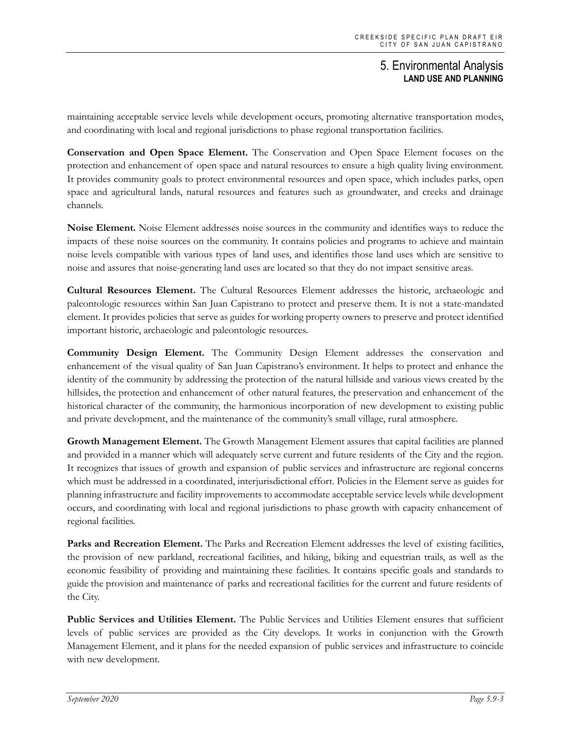maintaining acceptable service levels while development occurs, promoting alternative transportation modes, and coordinating with local and regional jurisdictions to phase regional transportation facilities.

**Conservation and Open Space Element.** The Conservation and Open Space Element focuses on the protection and enhancement of open space and natural resources to ensure a high quality living environment. It provides community goals to protect environmental resources and open space, which includes parks, open space and agricultural lands, natural resources and features such as groundwater, and creeks and drainage channels.

**Noise Element.** Noise Element addresses noise sources in the community and identifies ways to reduce the impacts of these noise sources on the community. It contains policies and programs to achieve and maintain noise levels compatible with various types of land uses, and identifies those land uses which are sensitive to noise and assures that noise-generating land uses are located so that they do not impact sensitive areas.

**Cultural Resources Element.** The Cultural Resources Element addresses the historic, archaeologic and paleontologic resources within San Juan Capistrano to protect and preserve them. It is not a state-mandated element. It provides policies that serve as guides for working property owners to preserve and protect identified important historic, archaeologic and paleontologic resources.

**Community Design Element.** The Community Design Element addresses the conservation and enhancement of the visual quality of San Juan Capistrano's environment. It helps to protect and enhance the identity of the community by addressing the protection of the natural hillside and various views created by the hillsides, the protection and enhancement of other natural features, the preservation and enhancement of the historical character of the community, the harmonious incorporation of new development to existing public and private development, and the maintenance of the community's small village, rural atmosphere.

**Growth Management Element.** The Growth Management Element assures that capital facilities are planned and provided in a manner which will adequately serve current and future residents of the City and the region. It recognizes that issues of growth and expansion of public services and infrastructure are regional concerns which must be addressed in a coordinated, interjurisdictional effort. Policies in the Element serve as guides for planning infrastructure and facility improvements to accommodate acceptable service levels while development occurs, and coordinating with local and regional jurisdictions to phase growth with capacity enhancement of regional facilities.

**Parks and Recreation Element.** The Parks and Recreation Element addresses the level of existing facilities, the provision of new parkland, recreational facilities, and hiking, biking and equestrian trails, as well as the economic feasibility of providing and maintaining these facilities. It contains specific goals and standards to guide the provision and maintenance of parks and recreational facilities for the current and future residents of the City.

**Public Services and Utilities Element.** The Public Services and Utilities Element ensures that sufficient levels of public services are provided as the City develops. It works in conjunction with the Growth Management Element, and it plans for the needed expansion of public services and infrastructure to coincide with new development.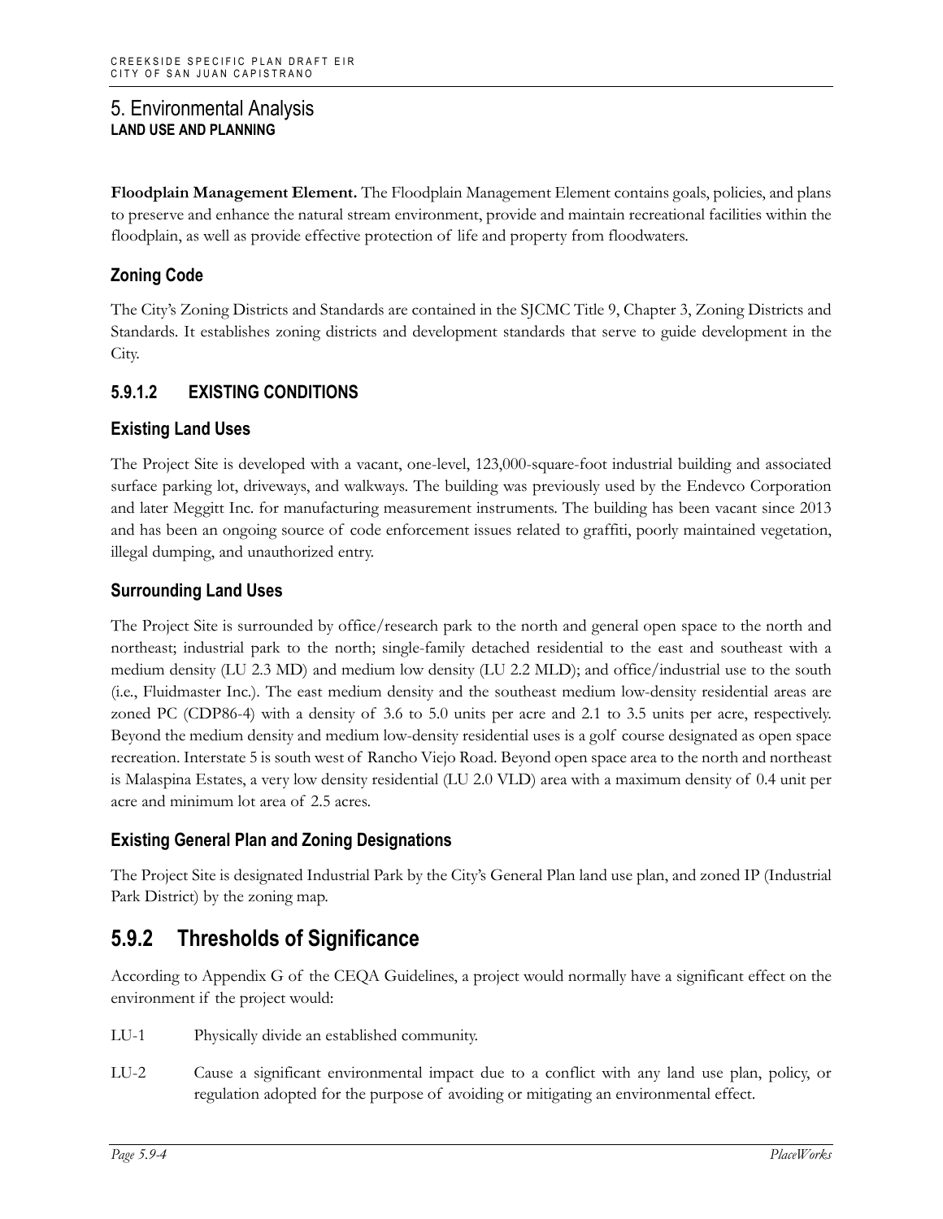**Floodplain Management Element.** The Floodplain Management Element contains goals, policies, and plans to preserve and enhance the natural stream environment, provide and maintain recreational facilities within the floodplain, as well as provide effective protection of life and property from floodwaters.

### Zoning Code

The City's Zoning Districts and Standards are contained in the SJCMC Title 9, Chapter 3, Zoning Districts and Standards. It establishes zoning districts and development standards that serve to guide development in the City.

### 5.9.1.2 EXISTING CONDITIONS

### Existing Land Uses

The Project Site is developed with a vacant, one-level, 123,000-square-foot industrial building and associated surface parking lot, driveways, and walkways. The building was previously used by the Endevco Corporation and later Meggitt Inc. for manufacturing measurement instruments. The building has been vacant since 2013 and has been an ongoing source of code enforcement issues related to graffiti, poorly maintained vegetation, illegal dumping, and unauthorized entry.

### Surrounding Land Uses

The Project Site is surrounded by office/research park to the north and general open space to the north and northeast; industrial park to the north; single-family detached residential to the east and southeast with a medium density (LU 2.3 MD) and medium low density (LU 2.2 MLD); and office/industrial use to the south (i.e., Fluidmaster Inc.). The east medium density and the southeast medium low-density residential areas are zoned PC (CDP86-4) with a density of 3.6 to 5.0 units per acre and 2.1 to 3.5 units per acre, respectively. Beyond the medium density and medium low-density residential uses is a golf course designated as open space recreation. Interstate 5 is south west of Rancho Viejo Road. Beyond open space area to the north and northeast is Malaspina Estates, a very low density residential (LU 2.0 VLD) area with a maximum density of 0.4 unit per acre and minimum lot area of 2.5 acres.

### Existing General Plan and Zoning Designations

The Project Site is designated Industrial Park by the City's General Plan land use plan, and zoned IP (Industrial Park District) by the zoning map.

## 5.9.2 Thresholds of Significance

According to Appendix G of the CEQA Guidelines, a project would normally have a significant effect on the environment if the project would:

- LU-1 Physically divide an established community.
- LU-2 Cause a significant environmental impact due to a conflict with any land use plan, policy, or regulation adopted for the purpose of avoiding or mitigating an environmental effect.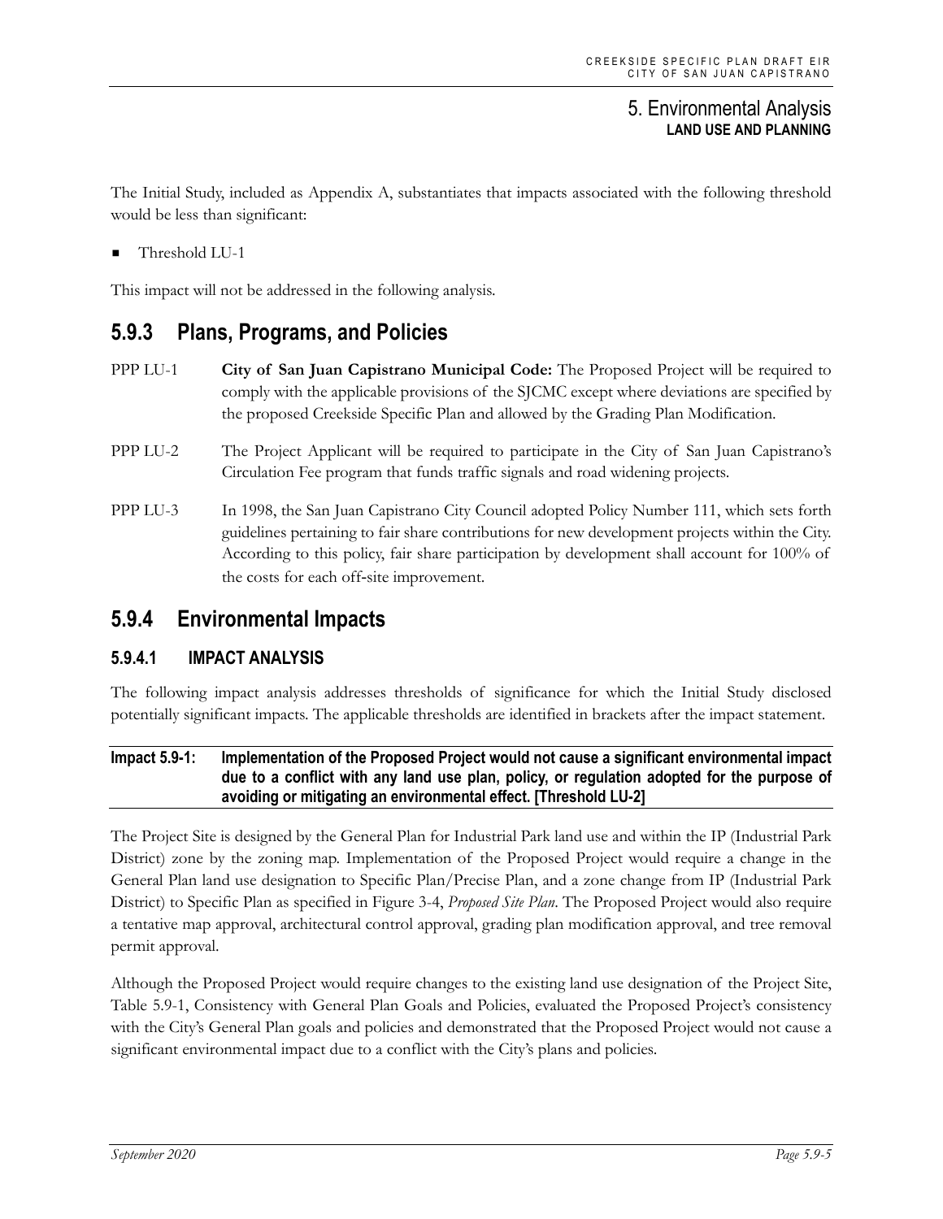The Initial Study, included as Appendix A, substantiates that impacts associated with the following threshold would be less than significant:

- Threshold LU-1

This impact will not be addressed in the following analysis.

## 5.9.3 Plans, Programs, and Policies

PPP LU-1 **City of San Juan Capistrano Municipal Code:** The Proposed Project will be required to comply with the applicable provisions of the SJCMC except where deviations are specified by the proposed Creekside Specific Plan and allowed by the Grading Plan Modification.

PPP LU-2 The Project Applicant will be required to participate in the City of San Juan Capistrano's Circulation Fee program that funds traffic signals and road widening projects.

PPP LU-3 In 1998, the San Juan Capistrano City Council adopted Policy Number 111, which sets forth guidelines pertaining to fair share contributions for new development projects within the City. According to this policy, fair share participation by development shall account for 100% of the costs for each off-site improvement.

## 5.9.4 Environmental Impacts

### 5.9.4.1 IMPACT ANALYSIS

The following impact analysis addresses thresholds of significance for which the Initial Study disclosed potentially significant impacts. The applicable thresholds are identified in brackets after the impact statement.

**Impact 5.9-1: Implementation of the Proposed Project would not cause a significant environmental impact due to a conflict with any land use plan, policy, or regulation adopted for the purpose of avoiding or mitigating an environmental effect. [Threshold LU-2]**

The Project Site is designed by the General Plan for Industrial Park land use and within the IP (Industrial Park District) zone by the zoning map. Implementation of the Proposed Project would require a change in the General Plan land use designation to Specific Plan/Precise Plan, and a zone change from IP (Industrial Park District) to Specific Plan as specified in Figure 3-4, *Proposed Site Plan*. The Proposed Project would also require a tentative map approval, architectural control approval, grading plan modification approval, and tree removal permit approval.

Although the Proposed Project would require changes to the existing land use designation of the Project Site, Table 5.9-1, Consistency with General Plan Goals and Policies, evaluated the Proposed Project's consistency with the City's General Plan goals and policies and demonstrated that the Proposed Project would not cause a significant environmental impact due to a conflict with the City's plans and policies.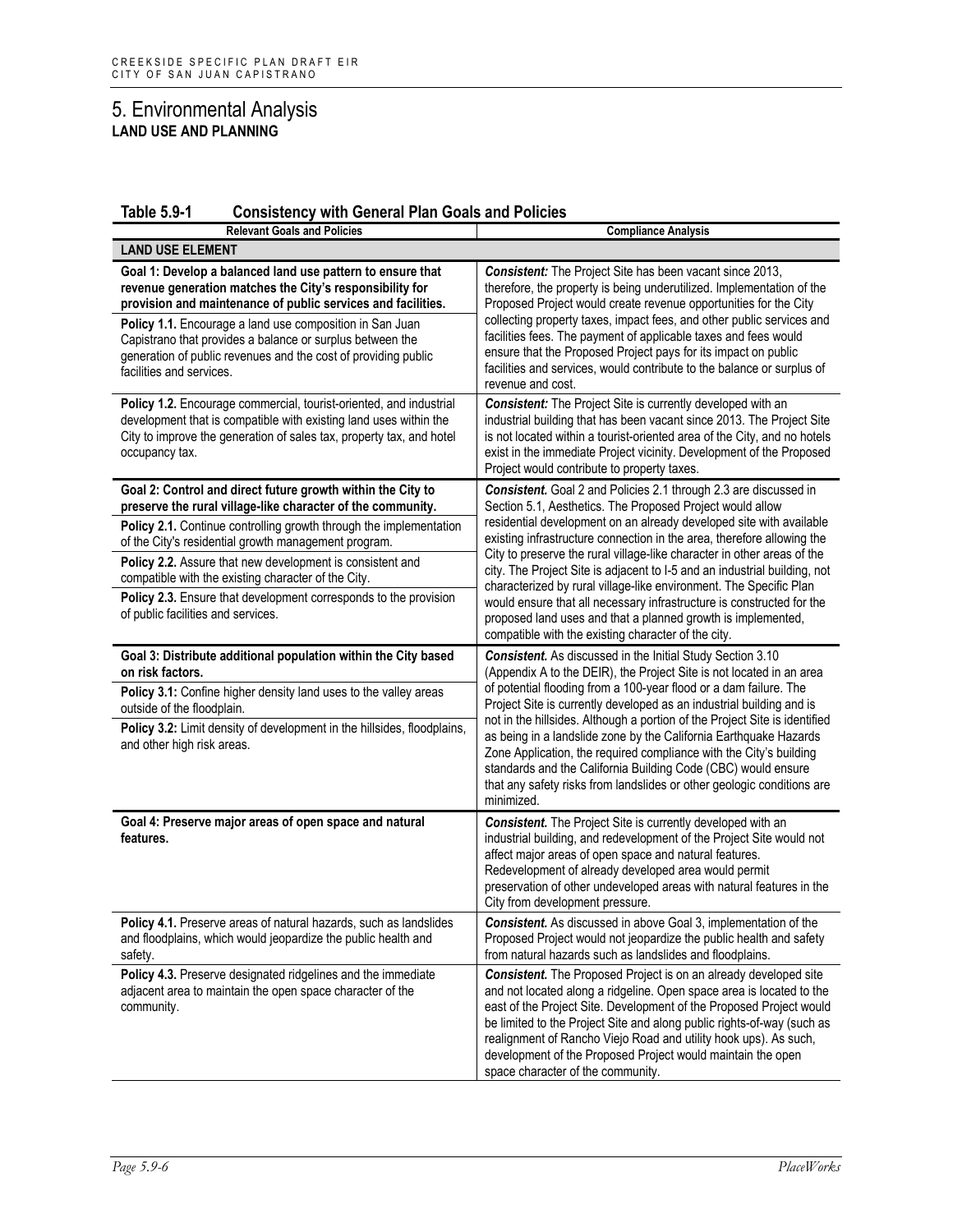# 5. Environmental Analysis

## LAND USE AND PLANNING

**Table 5.9-1 Consistency with General Plan Goals and Policies**

| Relevant Goals and Policies | Compliance Analysis |
|---|---|
| **LAND USE ELEMENT** | |
| **Goal 1: Develop a balanced land use pattern to ensure that revenue generation matches the City's responsibility for provision and maintenance of public services and facilities.**<br><br>**Policy 1.1.** Encourage a land use composition in San Juan Capistrano that provides a balance or surplus between the generation of public revenues and the cost of providing public facilities and services. | ***Consistent:*** The Project Site has been vacant since 2013, therefore, the property is being underutilized. Implementation of the Proposed Project would create revenue opportunities for the City collecting property taxes, impact fees, and other public services and facilities fees. The payment of applicable taxes and fees would ensure that the Proposed Project pays for its impact on public facilities and services, would contribute to the balance or surplus of revenue and cost. |
| **Policy 1.2.** Encourage commercial, tourist-oriented, and industrial development that is compatible with existing land uses within the City to improve the generation of sales tax, property tax, and hotel occupancy tax. | ***Consistent:*** The Project Site is currently developed with an industrial building that has been vacant since 2013. The Project Site is not located within a tourist-oriented area of the City, and no hotels exist in the immediate Project vicinity. Development of the Proposed Project would contribute to property taxes. |
| **Goal 2: Control and direct future growth within the City to preserve the rural village-like character of the community.**<br><br>**Policy 2.1.** Continue controlling growth through the implementation of the City's residential growth management program.<br><br>**Policy 2.2.** Assure that new development is consistent and compatible with the existing character of the City.<br><br>**Policy 2.3.** Ensure that development corresponds to the provision of public facilities and services. | ***Consistent.*** Goal 2 and Policies 2.1 through 2.3 are discussed in Section 5.1, Aesthetics. The Proposed Project would allow residential development on an already developed site with available existing infrastructure connection in the area, therefore allowing the City to preserve the rural village-like character in other areas of the city. The Project Site is adjacent to I-5 and an industrial building, not characterized by rural village-like environment. The Specific Plan would ensure that all necessary infrastructure is constructed for the proposed land uses and that a planned growth is implemented, compatible with the existing character of the city. |
| **Goal 3: Distribute additional population within the City based on risk factors.**<br><br>**Policy 3.1:** Confine higher density land uses to the valley areas outside of the floodplain.<br><br>**Policy 3.2:** Limit density of development in the hillsides, floodplains, and other high risk areas. | ***Consistent.*** As discussed in the Initial Study Section 3.10 (Appendix A to the DEIR), the Project Site is not located in an area of potential flooding from a 100-year flood or a dam failure. The Project Site is currently developed as an industrial building and is not in the hillsides. Although a portion of the Project Site is identified as being in a landslide zone by the California Earthquake Hazards Zone Application, the required compliance with the City's building standards and the California Building Code (CBC) would ensure that any safety risks from landslides or other geologic conditions are minimized. |
| **Goal 4: Preserve major areas of open space and natural features.** | ***Consistent.*** The Project Site is currently developed with an industrial building, and redevelopment of the Project Site would not affect major areas of open space and natural features. Redevelopment of already developed area would permit preservation of other undeveloped areas with natural features in the City from development pressure. |
| **Policy 4.1.** Preserve areas of natural hazards, such as landslides and floodplains, which would jeopardize the public health and safety. | ***Consistent.*** As discussed in above Goal 3, implementation of the Proposed Project would not jeopardize the public health and safety from natural hazards such as landslides and floodplains. |
| **Policy 4.3.** Preserve designated ridgelines and the immediate adjacent area to maintain the open space character of the community. | ***Consistent.*** The Proposed Project is on an already developed site and not located along a ridgeline. Open space area is located to the east of the Project Site. Development of the Proposed Project would be limited to the Project Site and along public rights-of-way (such as realignment of Rancho Viejo Road and utility hook ups). As such, development of the Proposed Project would maintain the open space character of the community. |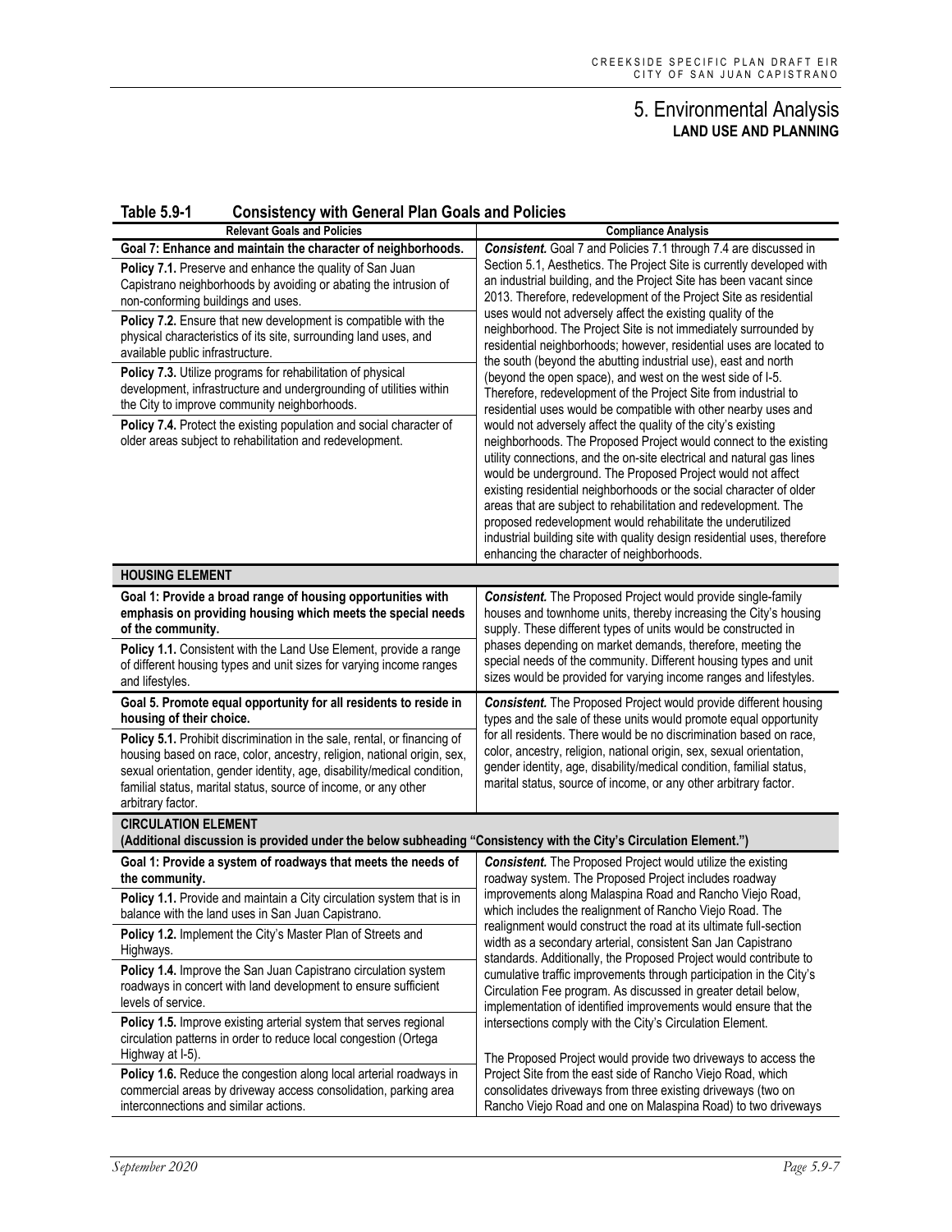## 5. Environmental Analysis
### LAND USE AND PLANNING

**Table 5.9-1 Consistency with General Plan Goals and Policies**

| Relevant Goals and Policies | Compliance Analysis |
|---|---|
| **Goal 7: Enhance and maintain the character of neighborhoods.**<br>**Policy 7.1.** Preserve and enhance the quality of San Juan Capistrano neighborhoods by avoiding or abating the intrusion of non-conforming buildings and uses.<br>**Policy 7.2.** Ensure that new development is compatible with the physical characteristics of its site, surrounding land uses, and available public infrastructure.<br>**Policy 7.3.** Utilize programs for rehabilitation of physical development, infrastructure and undergrounding of utilities within the City to improve community neighborhoods.<br>**Policy 7.4.** Protect the existing population and social character of older areas subject to rehabilitation and redevelopment. | ***Consistent.*** Goal 7 and Policies 7.1 through 7.4 are discussed in Section 5.1, Aesthetics. The Project Site is currently developed with an industrial building, and the Project Site has been vacant since 2013. Therefore, redevelopment of the Project Site as residential uses would not adversely affect the existing quality of the neighborhood. The Project Site is not immediately surrounded by residential neighborhoods; however, residential uses are located to the south (beyond the abutting industrial use), east and north (beyond the open space), and west on the west side of I-5. Therefore, redevelopment of the Project Site from industrial to residential uses would be compatible with other nearby uses and would not adversely affect the quality of the city's existing neighborhoods. The Proposed Project would connect to the existing utility connections, and the on-site electrical and natural gas lines would be underground. The Proposed Project would not affect existing residential neighborhoods or the social character of older areas that are subject to rehabilitation and redevelopment. The proposed redevelopment would rehabilitate the underutilized industrial building site with quality design residential uses, therefore enhancing the character of neighborhoods. |
| **HOUSING ELEMENT** | |
| **Goal 1: Provide a broad range of housing opportunities with emphasis on providing housing which meets the special needs of the community.**<br>**Policy 1.1.** Consistent with the Land Use Element, provide a range of different housing types and unit sizes for varying income ranges and lifestyles. | ***Consistent.*** The Proposed Project would provide single-family houses and townhome units, thereby increasing the City's housing supply. These different types of units would be constructed in phases depending on market demands, therefore, meeting the special needs of the community. Different housing types and unit sizes would be provided for varying income ranges and lifestyles. |
| **Goal 5. Promote equal opportunity for all residents to reside in housing of their choice.**<br>**Policy 5.1.** Prohibit discrimination in the sale, rental, or financing of housing based on race, color, ancestry, religion, national origin, sex, sexual orientation, gender identity, age, disability/medical condition, familial status, marital status, source of income, or any other arbitrary factor. | ***Consistent.*** The Proposed Project would provide different housing types and the sale of these units would promote equal opportunity for all residents. There would be no discrimination based on race, color, ancestry, religion, national origin, sex, sexual orientation, gender identity, age, disability/medical condition, familial status, marital status, source of income, or any other arbitrary factor. |
| **CIRCULATION ELEMENT**<br>**(Additional discussion is provided under the below subheading "Consistency with the City's Circulation Element.")** | |
| **Goal 1: Provide a system of roadways that meets the needs of the community.**<br>**Policy 1.1.** Provide and maintain a City circulation system that is in balance with the land uses in San Juan Capistrano.<br>**Policy 1.2.** Implement the City's Master Plan of Streets and Highways.<br>**Policy 1.4.** Improve the San Juan Capistrano circulation system roadways in concert with land development to ensure sufficient levels of service.<br>**Policy 1.5.** Improve existing arterial system that serves regional circulation patterns in order to reduce local congestion (Ortega Highway at I-5).<br>**Policy 1.6.** Reduce the congestion along local arterial roadways in commercial areas by driveway access consolidation, parking area interconnections and similar actions. | ***Consistent.*** The Proposed Project would utilize the existing roadway system. The Proposed Project includes roadway improvements along Malaspina Road and Rancho Viejo Road, which includes the realignment of Rancho Viejo Road. The realignment would construct the road at its ultimate full-section width as a secondary arterial, consistent San Jan Capistrano standards. Additionally, the Proposed Project would contribute to cumulative traffic improvements through participation in the City's Circulation Fee program. As discussed in greater detail below, implementation of identified improvements would ensure that the intersections comply with the City's Circulation Element.<br><br>The Proposed Project would provide two driveways to access the Project Site from the east side of Rancho Viejo Road, which consolidates driveways from three existing driveways (two on Rancho Viejo Road and one on Malaspina Road) to two driveways |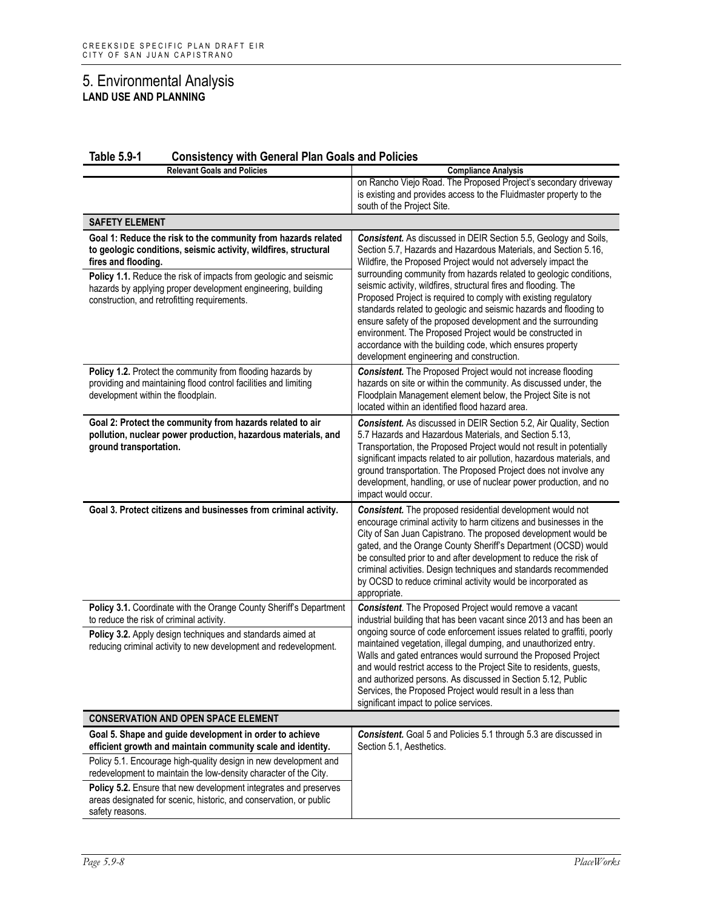# 5. Environmental Analysis

## LAND USE AND PLANNING

**Table 5.9-1 Consistency with General Plan Goals and Policies**

| Relevant Goals and Policies | Compliance Analysis |
|---|---|
| | on Rancho Viejo Road. The Proposed Project's secondary driveway is existing and provides access to the Fluidmaster property to the south of the Project Site. |
| **SAFETY ELEMENT** | |
| **Goal 1: Reduce the risk to the community from hazards related to geologic conditions, seismic activity, wildfires, structural fires and flooding.**<br>**Policy 1.1.** Reduce the risk of impacts from geologic and seismic hazards by applying proper development engineering, building construction, and retrofitting requirements. | ***Consistent.*** As discussed in DEIR Section 5.5, Geology and Soils, Section 5.7, Hazards and Hazardous Materials, and Section 5.16, Wildfire, the Proposed Project would not adversely impact the surrounding community from hazards related to geologic conditions, seismic activity, wildfires, structural fires and flooding. The Proposed Project is required to comply with existing regulatory standards related to geologic and seismic hazards and flooding to ensure safety of the proposed development and the surrounding environment. The Proposed Project would be constructed in accordance with the building code, which ensures property development engineering and construction. |
| **Policy 1.2.** Protect the community from flooding hazards by providing and maintaining flood control facilities and limiting development within the floodplain. | ***Consistent.*** The Proposed Project would not increase flooding hazards on site or within the community. As discussed under, the Floodplain Management element below, the Project Site is not located within an identified flood hazard area. |
| **Goal 2: Protect the community from hazards related to air pollution, nuclear power production, hazardous materials, and ground transportation.** | ***Consistent.*** As discussed in DEIR Section 5.2, Air Quality, Section 5.7 Hazards and Hazardous Materials, and Section 5.13, Transportation, the Proposed Project would not result in potentially significant impacts related to air pollution, hazardous materials, and ground transportation. The Proposed Project does not involve any development, handling, or use of nuclear power production, and no impact would occur. |
| **Goal 3. Protect citizens and businesses from criminal activity.** | ***Consistent.*** The proposed residential development would not encourage criminal activity to harm citizens and businesses in the City of San Juan Capistrano. The proposed development would be gated, and the Orange County Sheriff's Department (OCSD) would be consulted prior to and after development to reduce the risk of criminal activities. Design techniques and standards recommended by OCSD to reduce criminal activity would be incorporated as appropriate. |
| **Policy 3.1.** Coordinate with the Orange County Sheriff's Department to reduce the risk of criminal activity.<br>**Policy 3.2.** Apply design techniques and standards aimed at reducing criminal activity to new development and redevelopment. | ***Consistent***. The Proposed Project would remove a vacant industrial building that has been vacant since 2013 and has been an ongoing source of code enforcement issues related to graffiti, poorly maintained vegetation, illegal dumping, and unauthorized entry. Walls and gated entrances would surround the Proposed Project and would restrict access to the Project Site to residents, guests, and authorized persons. As discussed in Section 5.12, Public Services, the Proposed Project would result in a less than significant impact to police services. |
| **CONSERVATION AND OPEN SPACE ELEMENT** | |
| **Goal 5. Shape and guide development in order to achieve efficient growth and maintain community scale and identity.**<br>Policy 5.1. Encourage high-quality design in new development and redevelopment to maintain the low-density character of the City.<br>**Policy 5.2.** Ensure that new development integrates and preserves areas designated for scenic, historic, and conservation, or public safety reasons. | ***Consistent.*** Goal 5 and Policies 5.1 through 5.3 are discussed in Section 5.1, Aesthetics. |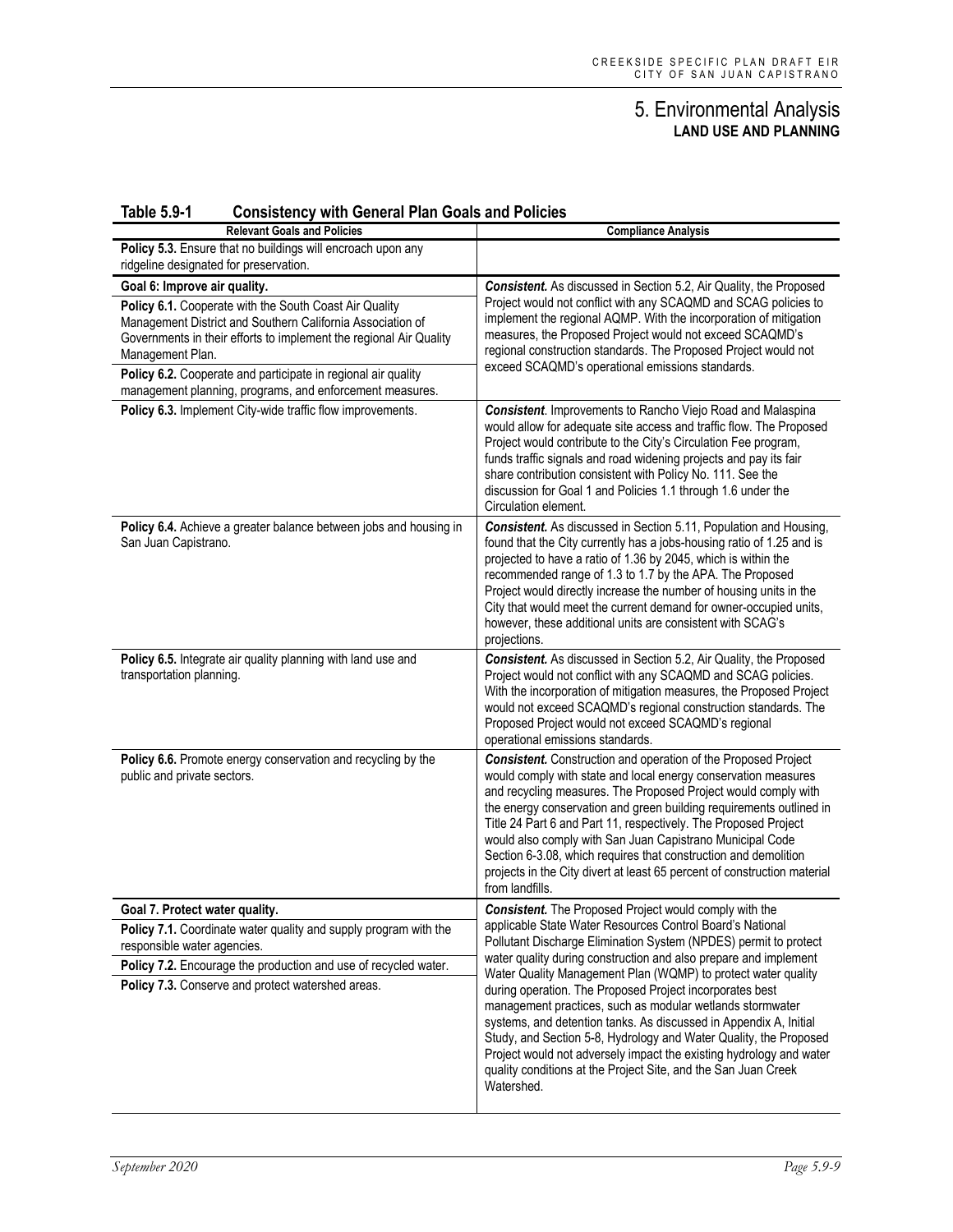# 5. Environmental Analysis
## LAND USE AND PLANNING

**Table 5.9-1 Consistency with General Plan Goals and Policies**

| Relevant Goals and Policies | Compliance Analysis |
|---|---|
| **Policy 5.3.** Ensure that no buildings will encroach upon any ridgeline designated for preservation. | |
| **Goal 6: Improve air quality.**<br>**Policy 6.1.** Cooperate with the South Coast Air Quality Management District and Southern California Association of Governments in their efforts to implement the regional Air Quality Management Plan.<br>**Policy 6.2.** Cooperate and participate in regional air quality management planning, programs, and enforcement measures. | ***Consistent.*** As discussed in Section 5.2, Air Quality, the Proposed Project would not conflict with any SCAQMD and SCAG policies to implement the regional AQMP. With the incorporation of mitigation measures, the Proposed Project would not exceed SCAQMD's regional construction standards. The Proposed Project would not exceed SCAQMD's operational emissions standards. |
| **Policy 6.3.** Implement City-wide traffic flow improvements. | ***Consistent***. Improvements to Rancho Viejo Road and Malaspina would allow for adequate site access and traffic flow. The Proposed Project would contribute to the City's Circulation Fee program, funds traffic signals and road widening projects and pay its fair share contribution consistent with Policy No. 111. See the discussion for Goal 1 and Policies 1.1 through 1.6 under the Circulation element. |
| **Policy 6.4.** Achieve a greater balance between jobs and housing in San Juan Capistrano. | ***Consistent.*** As discussed in Section 5.11, Population and Housing, found that the City currently has a jobs-housing ratio of 1.25 and is projected to have a ratio of 1.36 by 2045, which is within the recommended range of 1.3 to 1.7 by the APA. The Proposed Project would directly increase the number of housing units in the City that would meet the current demand for owner-occupied units, however, these additional units are consistent with SCAG's projections. |
| **Policy 6.5.** Integrate air quality planning with land use and transportation planning. | ***Consistent.*** As discussed in Section 5.2, Air Quality, the Proposed Project would not conflict with any SCAQMD and SCAG policies. With the incorporation of mitigation measures, the Proposed Project would not exceed SCAQMD's regional construction standards. The Proposed Project would not exceed SCAQMD's regional operational emissions standards. |
| **Policy 6.6.** Promote energy conservation and recycling by the public and private sectors. | ***Consistent.*** Construction and operation of the Proposed Project would comply with state and local energy conservation measures and recycling measures. The Proposed Project would comply with the energy conservation and green building requirements outlined in Title 24 Part 6 and Part 11, respectively. The Proposed Project would also comply with San Juan Capistrano Municipal Code Section 6-3.08, which requires that construction and demolition projects in the City divert at least 65 percent of construction material from landfills. |
| **Goal 7. Protect water quality.**<br>**Policy 7.1.** Coordinate water quality and supply program with the responsible water agencies.<br>**Policy 7.2.** Encourage the production and use of recycled water.<br>**Policy 7.3.** Conserve and protect watershed areas. | ***Consistent.*** The Proposed Project would comply with the applicable State Water Resources Control Board's National Pollutant Discharge Elimination System (NPDES) permit to protect water quality during construction and also prepare and implement Water Quality Management Plan (WQMP) to protect water quality during operation. The Proposed Project incorporates best management practices, such as modular wetlands stormwater systems, and detention tanks. As discussed in Appendix A, Initial Study, and Section 5-8, Hydrology and Water Quality, the Proposed Project would not adversely impact the existing hydrology and water quality conditions at the Project Site, and the San Juan Creek Watershed. |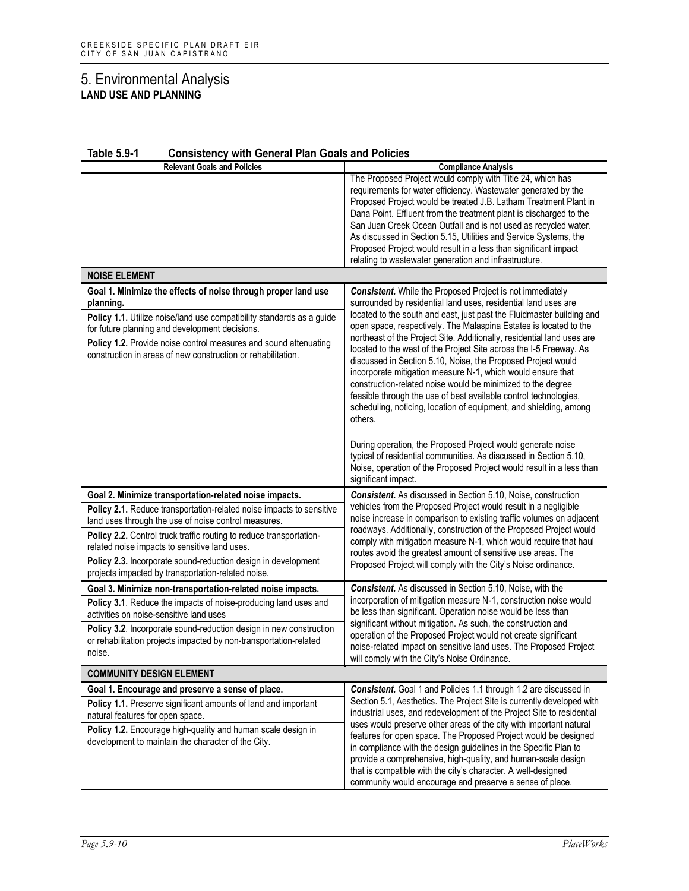# 5. Environmental Analysis

## LAND USE AND PLANNING

**Table 5.9-1 Consistency with General Plan Goals and Policies**

| Relevant Goals and Policies | Compliance Analysis |
|---|---|
| | The Proposed Project would comply with Title 24, which has requirements for water efficiency. Wastewater generated by the Proposed Project would be treated J.B. Latham Treatment Plant in Dana Point. Effluent from the treatment plant is discharged to the San Juan Creek Ocean Outfall and is not used as recycled water. As discussed in Section 5.15, Utilities and Service Systems, the Proposed Project would result in a less than significant impact relating to wastewater generation and infrastructure. |
| **NOISE ELEMENT** | |
| **Goal 1. Minimize the effects of noise through proper land use planning.**<br>**Policy 1.1.** Utilize noise/land use compatibility standards as a guide for future planning and development decisions.<br>**Policy 1.2.** Provide noise control measures and sound attenuating construction in areas of new construction or rehabilitation. | ***Consistent.*** While the Proposed Project is not immediately surrounded by residential land uses, residential land uses are located to the south and east, just past the Fluidmaster building and open space, respectively. The Malaspina Estates is located to the northeast of the Project Site. Additionally, residential land uses are located to the west of the Project Site across the I-5 Freeway. As discussed in Section 5.10, Noise, the Proposed Project would incorporate mitigation measure N-1, which would ensure that construction-related noise would be minimized to the degree feasible through the use of best available control technologies, scheduling, noticing, location of equipment, and shielding, among others.<br><br>During operation, the Proposed Project would generate noise typical of residential communities. As discussed in Section 5.10, Noise, operation of the Proposed Project would result in a less than significant impact. |
| **Goal 2. Minimize transportation-related noise impacts.**<br>**Policy 2.1.** Reduce transportation-related noise impacts to sensitive land uses through the use of noise control measures.<br>**Policy 2.2.** Control truck traffic routing to reduce transportation-related noise impacts to sensitive land uses.<br>**Policy 2.3.** Incorporate sound-reduction design in development projects impacted by transportation-related noise. | ***Consistent.*** As discussed in Section 5.10, Noise, construction vehicles from the Proposed Project would result in a negligible noise increase in comparison to existing traffic volumes on adjacent roadways. Additionally, construction of the Proposed Project would comply with mitigation measure N-1, which would require that haul routes avoid the greatest amount of sensitive use areas. The Proposed Project will comply with the City's Noise ordinance. |
| **Goal 3. Minimize non-transportation-related noise impacts.**<br>**Policy 3.1**. Reduce the impacts of noise-producing land uses and activities on noise-sensitive land uses<br>**Policy 3.2**. Incorporate sound-reduction design in new construction or rehabilitation projects impacted by non-transportation-related noise. | ***Consistent.*** As discussed in Section 5.10, Noise, with the incorporation of mitigation measure N-1, construction noise would be less than significant. Operation noise would be less than significant without mitigation. As such, the construction and operation of the Proposed Project would not create significant noise-related impact on sensitive land uses. The Proposed Project will comply with the City's Noise Ordinance. |
| **COMMUNITY DESIGN ELEMENT** | |
| **Goal 1. Encourage and preserve a sense of place.**<br>**Policy 1.1.** Preserve significant amounts of land and important natural features for open space.<br>**Policy 1.2.** Encourage high-quality and human scale design in development to maintain the character of the City. | ***Consistent.*** Goal 1 and Policies 1.1 through 1.2 are discussed in Section 5.1, Aesthetics. The Project Site is currently developed with industrial uses, and redevelopment of the Project Site to residential uses would preserve other areas of the city with important natural features for open space. The Proposed Project would be designed in compliance with the design guidelines in the Specific Plan to provide a comprehensive, high-quality, and human-scale design that is compatible with the city's character. A well-designed community would encourage and preserve a sense of place. |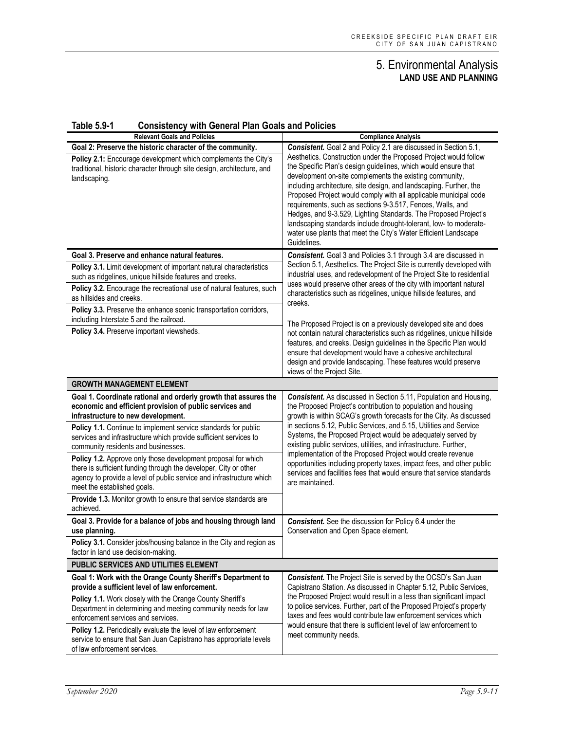# 5. Environmental Analysis
## LAND USE AND PLANNING

**Table 5.9-1 Consistency with General Plan Goals and Policies**

| Relevant Goals and Policies | Compliance Analysis |
|---|---|
| **Goal 2: Preserve the historic character of the community.**<br><br>**Policy 2.1:** Encourage development which complements the City's traditional, historic character through site design, architecture, and landscaping. | ***Consistent.*** Goal 2 and Policy 2.1 are discussed in Section 5.1, Aesthetics. Construction under the Proposed Project would follow the Specific Plan's design guidelines, which would ensure that development on-site complements the existing community, including architecture, site design, and landscaping. Further, the Proposed Project would comply with all applicable municipal code requirements, such as sections 9-3.517, Fences, Walls, and Hedges, and 9-3.529, Lighting Standards. The Proposed Project's landscaping standards include drought-tolerant, low- to moderate-water use plants that meet the City's Water Efficient Landscape Guidelines. |
| **Goal 3. Preserve and enhance natural features.**<br><br>**Policy 3.1.** Limit development of important natural characteristics such as ridgelines, unique hillside features and creeks.<br><br>**Policy 3.2.** Encourage the recreational use of natural features, such as hillsides and creeks.<br><br>**Policy 3.3.** Preserve the enhance scenic transportation corridors, including Interstate 5 and the railroad.<br><br>**Policy 3.4.** Preserve important viewsheds. | ***Consistent.*** Goal 3 and Policies 3.1 through 3.4 are discussed in Section 5.1, Aesthetics. The Project Site is currently developed with industrial uses, and redevelopment of the Project Site to residential uses would preserve other areas of the city with important natural characteristics such as ridgelines, unique hillside features, and creeks.<br><br>The Proposed Project is on a previously developed site and does not contain natural characteristics such as ridgelines, unique hillside features, and creeks. Design guidelines in the Specific Plan would ensure that development would have a cohesive architectural design and provide landscaping. These features would preserve views of the Project Site. |
| **GROWTH MANAGEMENT ELEMENT** | |
| **Goal 1. Coordinate rational and orderly growth that assures the economic and efficient provision of public services and infrastructure to new development.**<br><br>**Policy 1.1.** Continue to implement service standards for public services and infrastructure which provide sufficient services to community residents and businesses.<br><br>**Policy 1.2.** Approve only those development proposal for which there is sufficient funding through the developer, City or other agency to provide a level of public service and infrastructure which meet the established goals.<br><br>**Provide 1.3.** Monitor growth to ensure that service standards are achieved. | ***Consistent.*** As discussed in Section 5.11, Population and Housing, the Proposed Project's contribution to population and housing growth is within SCAG's growth forecasts for the City. As discussed in sections 5.12, Public Services, and 5.15, Utilities and Service Systems, the Proposed Project would be adequately served by existing public services, utilities, and infrastructure. Further, implementation of the Proposed Project would create revenue opportunities including property taxes, impact fees, and other public services and facilities fees that would ensure that service standards are maintained. |
| **Goal 3. Provide for a balance of jobs and housing through land use planning.**<br><br>**Policy 3.1.** Consider jobs/housing balance in the City and region as factor in land use decision-making. | ***Consistent.*** See the discussion for Policy 6.4 under the Conservation and Open Space element. |
| **PUBLIC SERVICES AND UTILITIES ELEMENT** | |
| **Goal 1: Work with the Orange County Sheriff's Department to provide a sufficient level of law enforcement.**<br><br>**Policy 1.1.** Work closely with the Orange County Sheriff's Department in determining and meeting community needs for law enforcement services and services.<br><br>**Policy 1.2.** Periodically evaluate the level of law enforcement service to ensure that San Juan Capistrano has appropriate levels of law enforcement services. | ***Consistent.*** The Project Site is served by the OCSD's San Juan Capistrano Station. As discussed in Chapter 5.12, Public Services, the Proposed Project would result in a less than significant impact to police services. Further, part of the Proposed Project's property taxes and fees would contribute law enforcement services which would ensure that there is sufficient level of law enforcement to meet community needs. |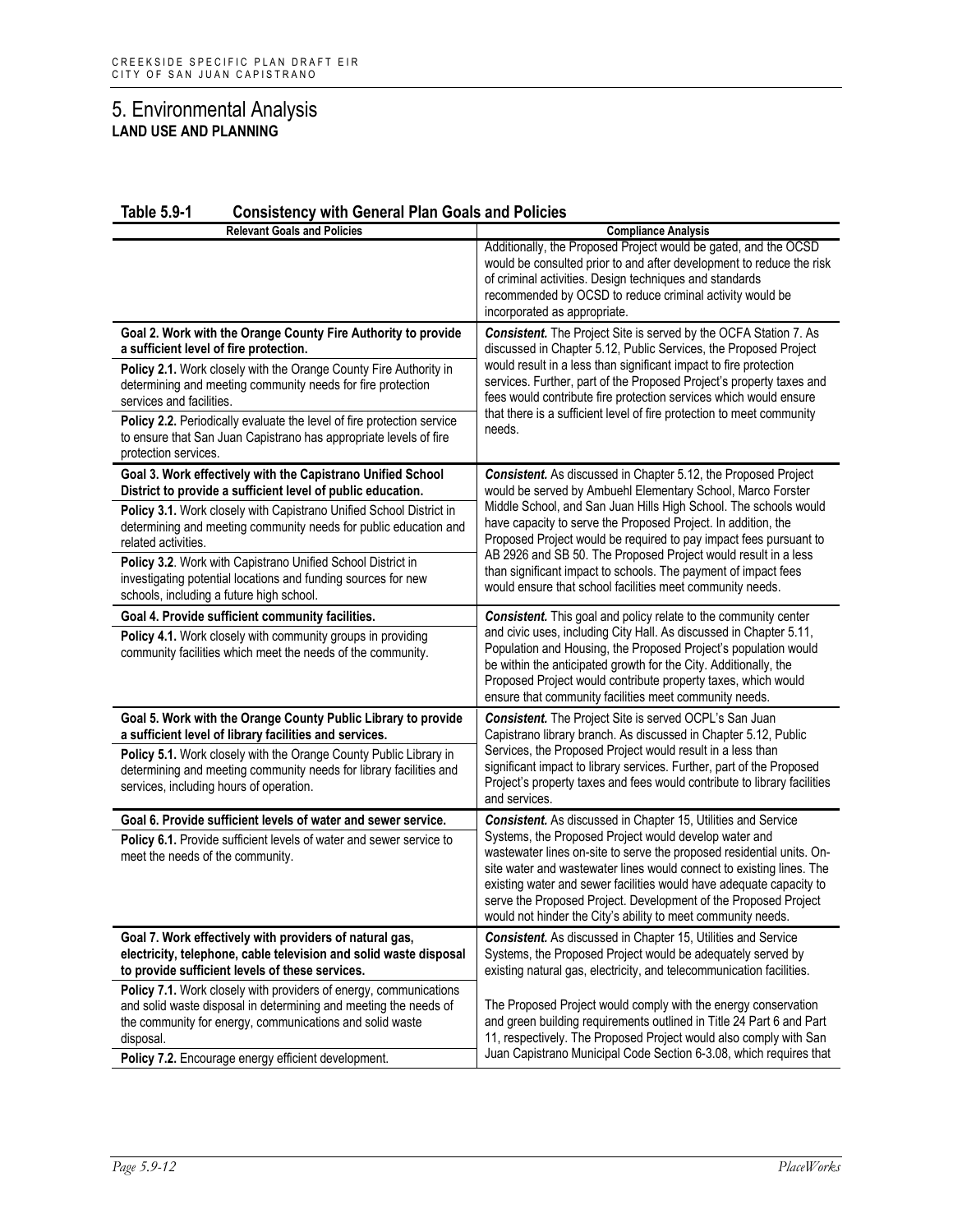# 5. Environmental Analysis

## LAND USE AND PLANNING

**Table 5.9-1 Consistency with General Plan Goals and Policies**

| Relevant Goals and Policies | Compliance Analysis |
|---|---|
| | Additionally, the Proposed Project would be gated, and the OCSD would be consulted prior to and after development to reduce the risk of criminal activities. Design techniques and standards recommended by OCSD to reduce criminal activity would be incorporated as appropriate. |
| **Goal 2. Work with the Orange County Fire Authority to provide a sufficient level of fire protection.**<br>**Policy 2.1.** Work closely with the Orange County Fire Authority in determining and meeting community needs for fire protection services and facilities.<br>**Policy 2.2.** Periodically evaluate the level of fire protection service to ensure that San Juan Capistrano has appropriate levels of fire protection services. | ***Consistent.*** The Project Site is served by the OCFA Station 7. As discussed in Chapter 5.12, Public Services, the Proposed Project would result in a less than significant impact to fire protection services. Further, part of the Proposed Project's property taxes and fees would contribute fire protection services which would ensure that there is a sufficient level of fire protection to meet community needs. |
| **Goal 3. Work effectively with the Capistrano Unified School District to provide a sufficient level of public education.**<br>**Policy 3.1.** Work closely with Capistrano Unified School District in determining and meeting community needs for public education and related activities.<br>**Policy 3.2**. Work with Capistrano Unified School District in investigating potential locations and funding sources for new schools, including a future high school. | ***Consistent.*** As discussed in Chapter 5.12, the Proposed Project would be served by Ambuehl Elementary School, Marco Forster Middle School, and San Juan Hills High School. The schools would have capacity to serve the Proposed Project. In addition, the Proposed Project would be required to pay impact fees pursuant to AB 2926 and SB 50. The Proposed Project would result in a less than significant impact to schools. The payment of impact fees would ensure that school facilities meet community needs. |
| **Goal 4. Provide sufficient community facilities.**<br>**Policy 4.1.** Work closely with community groups in providing community facilities which meet the needs of the community. | ***Consistent.*** This goal and policy relate to the community center and civic uses, including City Hall. As discussed in Chapter 5.11, Population and Housing, the Proposed Project's population would be within the anticipated growth for the City. Additionally, the Proposed Project would contribute property taxes, which would ensure that community facilities meet community needs. |
| **Goal 5. Work with the Orange County Public Library to provide a sufficient level of library facilities and services.**<br>**Policy 5.1.** Work closely with the Orange County Public Library in determining and meeting community needs for library facilities and services, including hours of operation. | ***Consistent.*** The Project Site is served OCPL's San Juan Capistrano library branch. As discussed in Chapter 5.12, Public Services, the Proposed Project would result in a less than significant impact to library services. Further, part of the Proposed Project's property taxes and fees would contribute to library facilities and services. |
| **Goal 6. Provide sufficient levels of water and sewer service.**<br>**Policy 6.1.** Provide sufficient levels of water and sewer service to meet the needs of the community. | ***Consistent.*** As discussed in Chapter 15, Utilities and Service Systems, the Proposed Project would develop water and wastewater lines on-site to serve the proposed residential units. On-site water and wastewater lines would connect to existing lines. The existing water and sewer facilities would have adequate capacity to serve the Proposed Project. Development of the Proposed Project would not hinder the City's ability to meet community needs. |
| **Goal 7. Work effectively with providers of natural gas, electricity, telephone, cable television and solid waste disposal to provide sufficient levels of these services.**<br>**Policy 7.1.** Work closely with providers of energy, communications and solid waste disposal in determining and meeting the needs of the community for energy, communications and solid waste disposal.<br>**Policy 7.2.** Encourage energy efficient development. | ***Consistent.*** As discussed in Chapter 15, Utilities and Service Systems, the Proposed Project would be adequately served by existing natural gas, electricity, and telecommunication facilities.<br><br>The Proposed Project would comply with the energy conservation and green building requirements outlined in Title 24 Part 6 and Part 11, respectively. The Proposed Project would also comply with San Juan Capistrano Municipal Code Section 6-3.08, which requires that |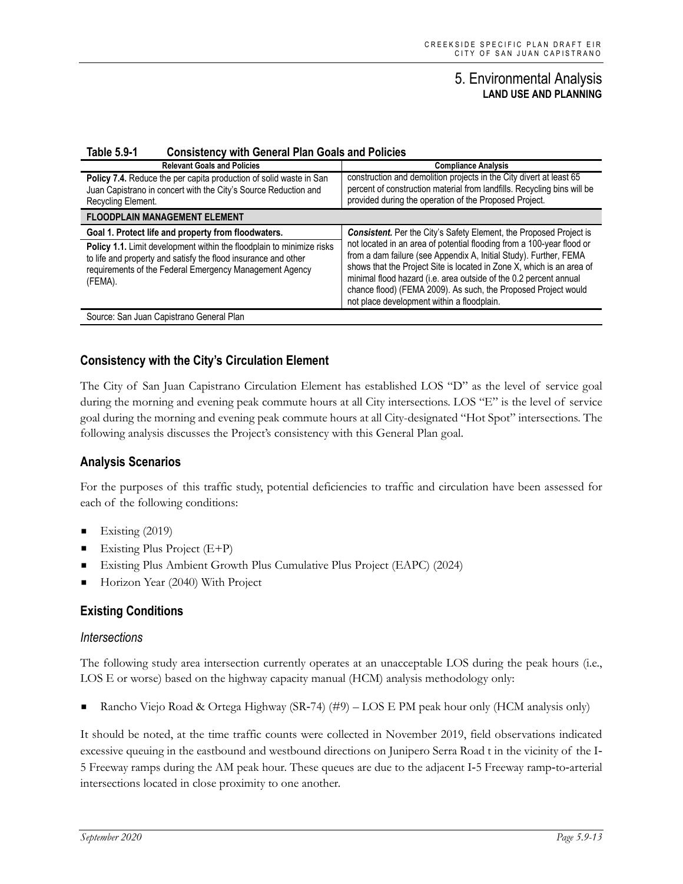**Table 5.9-1 Consistency with General Plan Goals and Policies**

| Relevant Goals and Policies | Compliance Analysis |
| --- | --- |
| **Policy 7.4.** Reduce the per capita production of solid waste in San Juan Capistrano in concert with the City's Source Reduction and Recycling Element. | construction and demolition projects in the City divert at least 65 percent of construction material from landfills. Recycling bins will be provided during the operation of the Proposed Project. |
| **FLOODPLAIN MANAGEMENT ELEMENT** | |
| **Goal 1. Protect life and property from floodwaters.** <br> **Policy 1.1.** Limit development within the floodplain to minimize risks to life and property and satisfy the flood insurance and other requirements of the Federal Emergency Management Agency (FEMA). | ***Consistent.*** Per the City's Safety Element, the Proposed Project is not located in an area of potential flooding from a 100-year flood or from a dam failure (see Appendix A, Initial Study). Further, FEMA shows that the Project Site is located in Zone X, which is an area of minimal flood hazard (i.e. area outside of the 0.2 percent annual chance flood) (FEMA 2009). As such, the Proposed Project would not place development within a floodplain. |

Source: San Juan Capistrano General Plan

## Consistency with the City's Circulation Element

The City of San Juan Capistrano Circulation Element has established LOS "D" as the level of service goal during the morning and evening peak commute hours at all City intersections. LOS "E" is the level of service goal during the morning and evening peak commute hours at all City-designated "Hot Spot" intersections. The following analysis discusses the Project's consistency with this General Plan goal.

## Analysis Scenarios

For the purposes of this traffic study, potential deficiencies to traffic and circulation have been assessed for each of the following conditions:

- Existing (2019)
- Existing Plus Project (E+P)
- Existing Plus Ambient Growth Plus Cumulative Plus Project (EAPC) (2024)
- Horizon Year (2040) With Project

## Existing Conditions

### *Intersections*

The following study area intersection currently operates at an unacceptable LOS during the peak hours (i.e., LOS E or worse) based on the highway capacity manual (HCM) analysis methodology only:

- Rancho Viejo Road & Ortega Highway (SR-74) (#9) – LOS E PM peak hour only (HCM analysis only)

It should be noted, at the time traffic counts were collected in November 2019, field observations indicated excessive queuing in the eastbound and westbound directions on Junipero Serra Road t in the vicinity of the I-5 Freeway ramps during the AM peak hour. These queues are due to the adjacent I-5 Freeway ramp-to-arterial intersections located in close proximity to one another.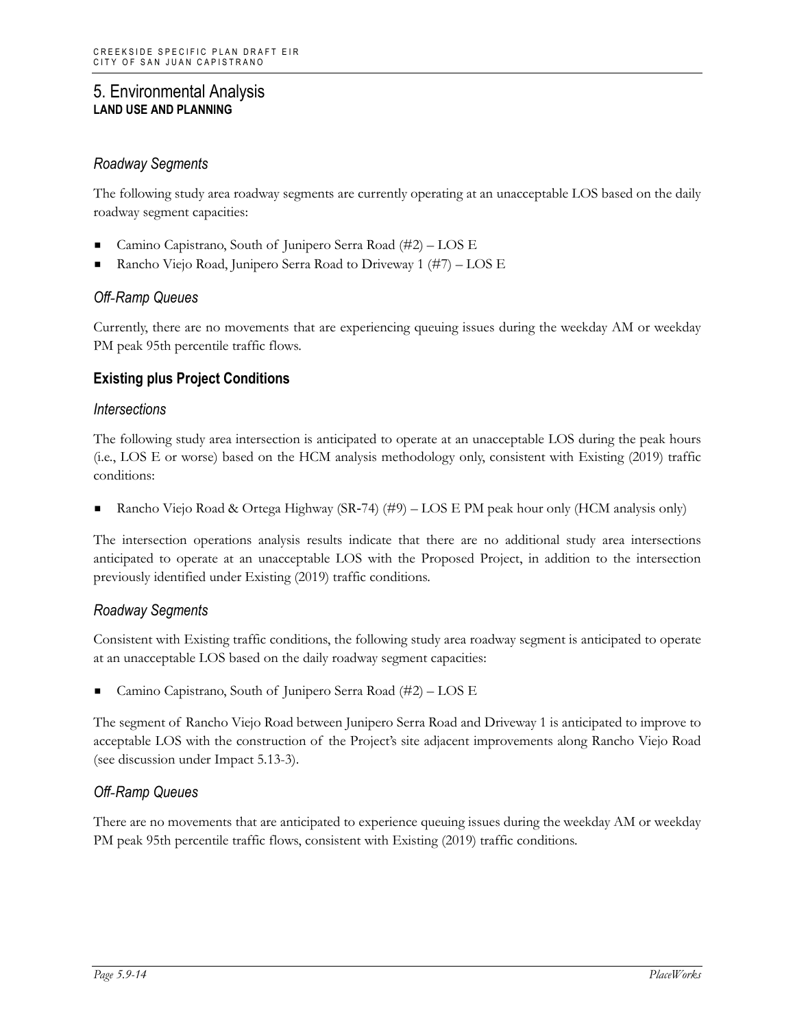### *Roadway Segments*

The following study area roadway segments are currently operating at an unacceptable LOS based on the daily roadway segment capacities:

- Camino Capistrano, South of Junipero Serra Road (#2) – LOS E
- Rancho Viejo Road, Junipero Serra Road to Driveway 1 (#7) – LOS E

### *Off-Ramp Queues*

Currently, there are no movements that are experiencing queuing issues during the weekday AM or weekday PM peak 95th percentile traffic flows.

## Existing plus Project Conditions

### *Intersections*

The following study area intersection is anticipated to operate at an unacceptable LOS during the peak hours (i.e., LOS E or worse) based on the HCM analysis methodology only, consistent with Existing (2019) traffic conditions:

- Rancho Viejo Road & Ortega Highway (SR-74) (#9) – LOS E PM peak hour only (HCM analysis only)

The intersection operations analysis results indicate that there are no additional study area intersections anticipated to operate at an unacceptable LOS with the Proposed Project, in addition to the intersection previously identified under Existing (2019) traffic conditions.

### *Roadway Segments*

Consistent with Existing traffic conditions, the following study area roadway segment is anticipated to operate at an unacceptable LOS based on the daily roadway segment capacities:

- Camino Capistrano, South of Junipero Serra Road (#2) – LOS E

The segment of Rancho Viejo Road between Junipero Serra Road and Driveway 1 is anticipated to improve to acceptable LOS with the construction of the Project's site adjacent improvements along Rancho Viejo Road (see discussion under Impact 5.13-3).

### *Off-Ramp Queues*

There are no movements that are anticipated to experience queuing issues during the weekday AM or weekday PM peak 95th percentile traffic flows, consistent with Existing (2019) traffic conditions.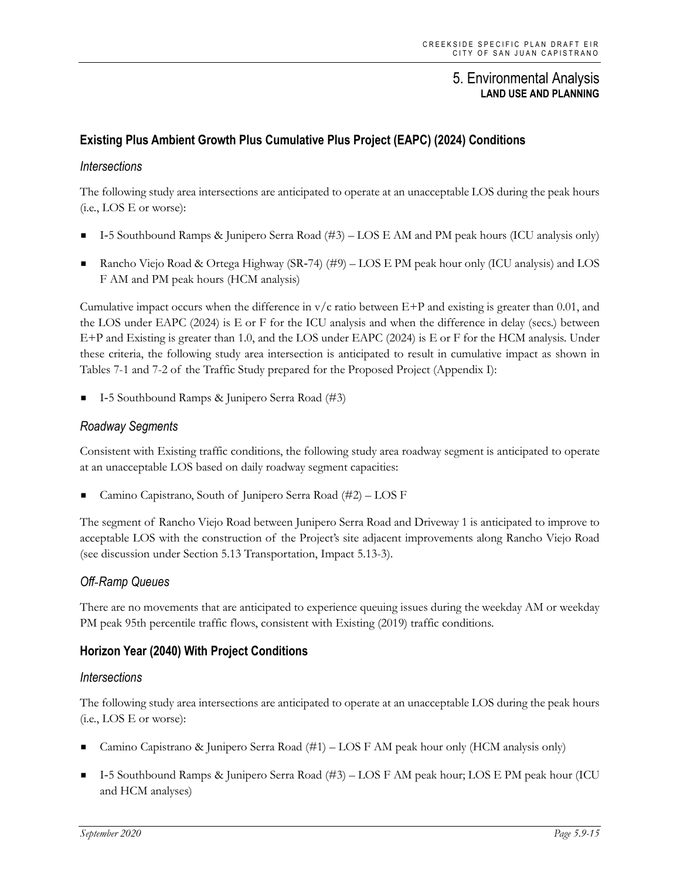### Existing Plus Ambient Growth Plus Cumulative Plus Project (EAPC) (2024) Conditions

#### *Intersections*

The following study area intersections are anticipated to operate at an unacceptable LOS during the peak hours (i.e., LOS E or worse):

- I-5 Southbound Ramps & Junipero Serra Road (#3) – LOS E AM and PM peak hours (ICU analysis only)
- Rancho Viejo Road & Ortega Highway (SR-74) (#9) – LOS E PM peak hour only (ICU analysis) and LOS F AM and PM peak hours (HCM analysis)

Cumulative impact occurs when the difference in v/c ratio between E+P and existing is greater than 0.01, and the LOS under EAPC (2024) is E or F for the ICU analysis and when the difference in delay (secs.) between E+P and Existing is greater than 1.0, and the LOS under EAPC (2024) is E or F for the HCM analysis. Under these criteria, the following study area intersection is anticipated to result in cumulative impact as shown in Tables 7-1 and 7-2 of the Traffic Study prepared for the Proposed Project (Appendix I):

- I-5 Southbound Ramps & Junipero Serra Road (#3)

#### *Roadway Segments*

Consistent with Existing traffic conditions, the following study area roadway segment is anticipated to operate at an unacceptable LOS based on daily roadway segment capacities:

- Camino Capistrano, South of Junipero Serra Road (#2) – LOS F

The segment of Rancho Viejo Road between Junipero Serra Road and Driveway 1 is anticipated to improve to acceptable LOS with the construction of the Project's site adjacent improvements along Rancho Viejo Road (see discussion under Section 5.13 Transportation, Impact 5.13-3).

#### *Off-Ramp Queues*

There are no movements that are anticipated to experience queuing issues during the weekday AM or weekday PM peak 95th percentile traffic flows, consistent with Existing (2019) traffic conditions.

### Horizon Year (2040) With Project Conditions

#### *Intersections*

The following study area intersections are anticipated to operate at an unacceptable LOS during the peak hours (i.e., LOS E or worse):

- Camino Capistrano & Junipero Serra Road (#1) – LOS F AM peak hour only (HCM analysis only)
- I-5 Southbound Ramps & Junipero Serra Road (#3) – LOS F AM peak hour; LOS E PM peak hour (ICU and HCM analyses)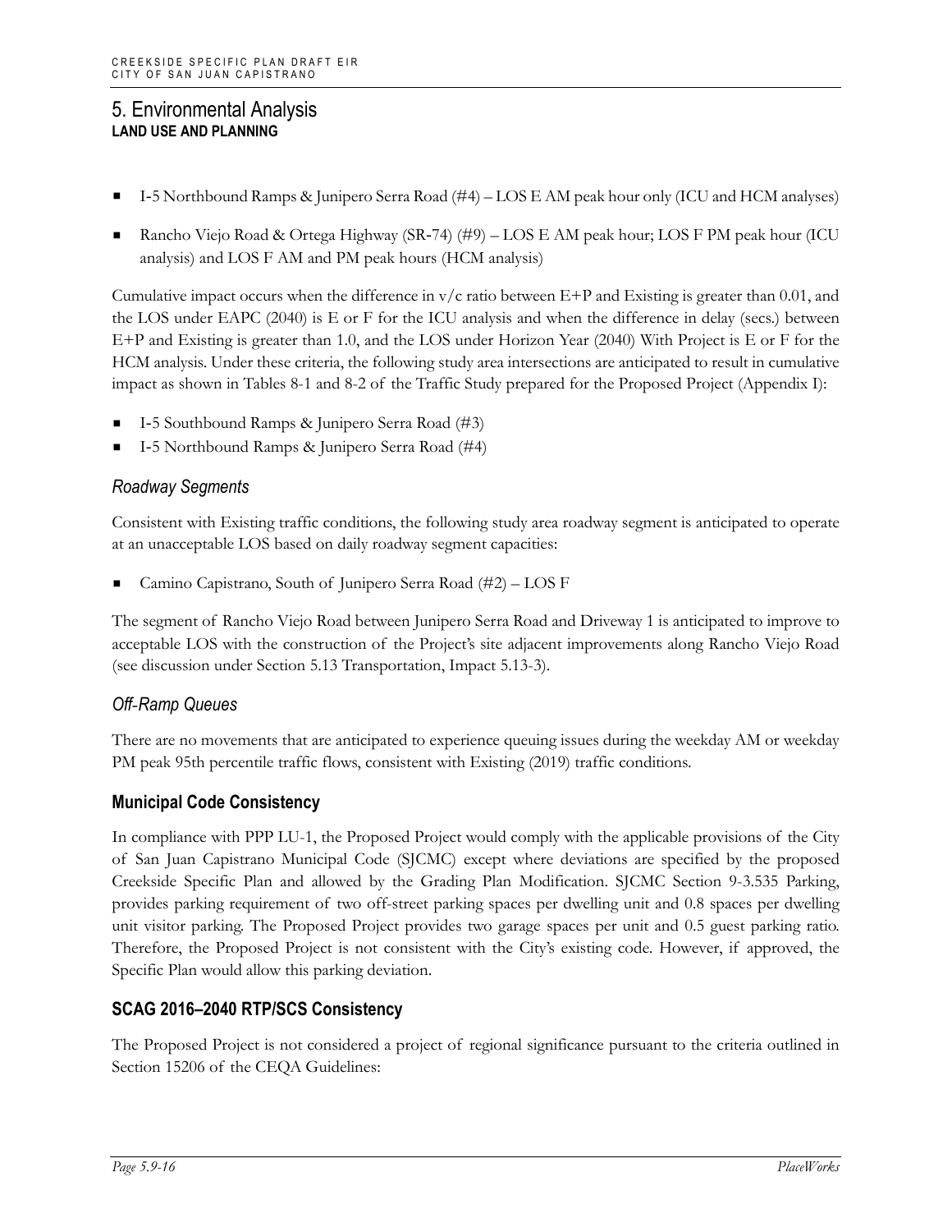- I-5 Northbound Ramps & Junipero Serra Road (#4) – LOS E AM peak hour only (ICU and HCM analyses)
- Rancho Viejo Road & Ortega Highway (SR-74) (#9) – LOS E AM peak hour; LOS F PM peak hour (ICU analysis) and LOS F AM and PM peak hours (HCM analysis)

Cumulative impact occurs when the difference in v/c ratio between E+P and Existing is greater than 0.01, and the LOS under EAPC (2040) is E or F for the ICU analysis and when the difference in delay (secs.) between E+P and Existing is greater than 1.0, and the LOS under Horizon Year (2040) With Project is E or F for the HCM analysis. Under these criteria, the following study area intersections are anticipated to result in cumulative impact as shown in Tables 8-1 and 8-2 of the Traffic Study prepared for the Proposed Project (Appendix I):

- I-5 Southbound Ramps & Junipero Serra Road (#3)
- I-5 Northbound Ramps & Junipero Serra Road (#4)

### *Roadway Segments*

Consistent with Existing traffic conditions, the following study area roadway segment is anticipated to operate at an unacceptable LOS based on daily roadway segment capacities:

- Camino Capistrano, South of Junipero Serra Road (#2) – LOS F

The segment of Rancho Viejo Road between Junipero Serra Road and Driveway 1 is anticipated to improve to acceptable LOS with the construction of the Project's site adjacent improvements along Rancho Viejo Road (see discussion under Section 5.13 Transportation, Impact 5.13-3).

### *Off-Ramp Queues*

There are no movements that are anticipated to experience queuing issues during the weekday AM or weekday PM peak 95th percentile traffic flows, consistent with Existing (2019) traffic conditions.

## Municipal Code Consistency

In compliance with PPP LU-1, the Proposed Project would comply with the applicable provisions of the City of San Juan Capistrano Municipal Code (SJCMC) except where deviations are specified by the proposed Creekside Specific Plan and allowed by the Grading Plan Modification. SJCMC Section 9-3.535 Parking, provides parking requirement of two off-street parking spaces per dwelling unit and 0.8 spaces per dwelling unit visitor parking. The Proposed Project provides two garage spaces per unit and 0.5 guest parking ratio. Therefore, the Proposed Project is not consistent with the City's existing code. However, if approved, the Specific Plan would allow this parking deviation.

## SCAG 2016–2040 RTP/SCS Consistency

The Proposed Project is not considered a project of regional significance pursuant to the criteria outlined in Section 15206 of the CEQA Guidelines: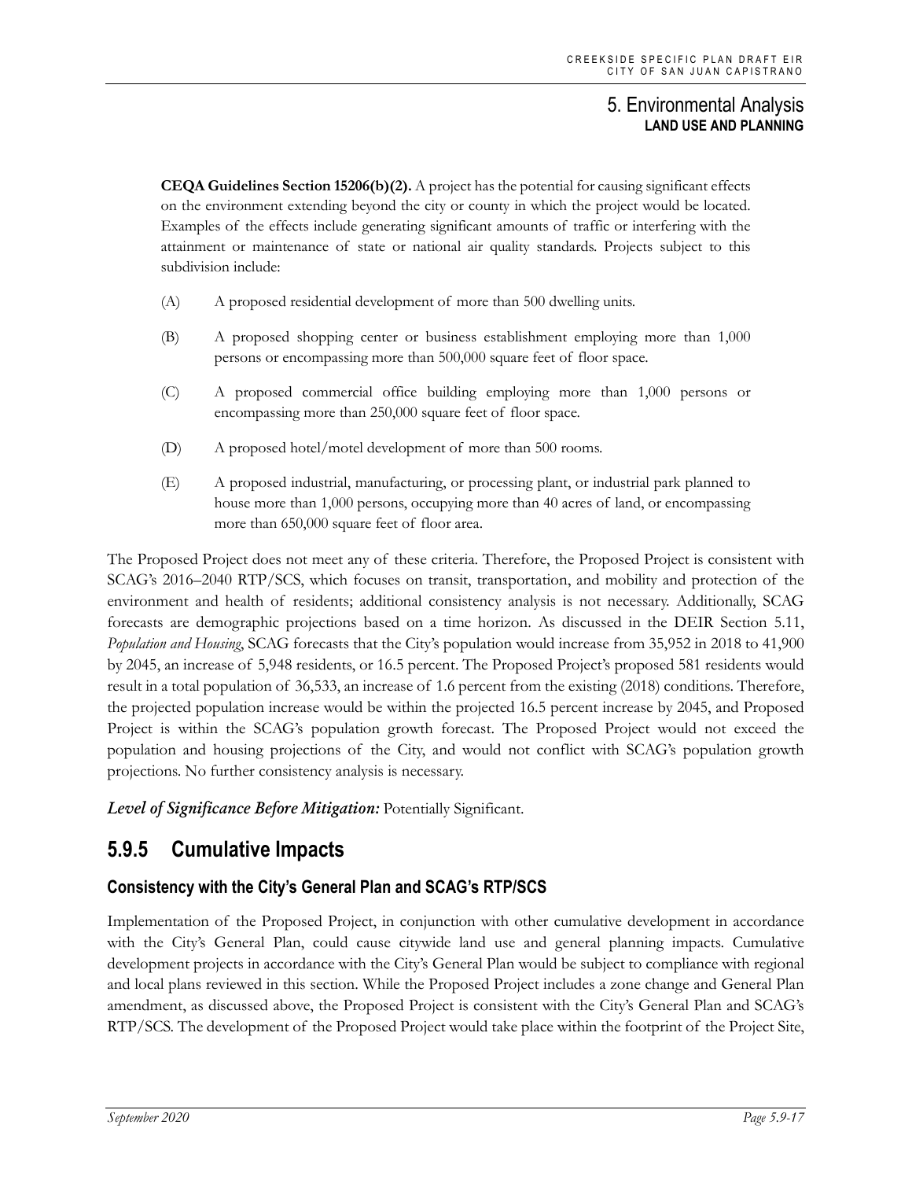**CEQA Guidelines Section 15206(b)(2).** A project has the potential for causing significant effects on the environment extending beyond the city or county in which the project would be located. Examples of the effects include generating significant amounts of traffic or interfering with the attainment or maintenance of state or national air quality standards. Projects subject to this subdivision include:

(A) A proposed residential development of more than 500 dwelling units.

(B) A proposed shopping center or business establishment employing more than 1,000 persons or encompassing more than 500,000 square feet of floor space.

(C) A proposed commercial office building employing more than 1,000 persons or encompassing more than 250,000 square feet of floor space.

(D) A proposed hotel/motel development of more than 500 rooms.

(E) A proposed industrial, manufacturing, or processing plant, or industrial park planned to house more than 1,000 persons, occupying more than 40 acres of land, or encompassing more than 650,000 square feet of floor area.

The Proposed Project does not meet any of these criteria. Therefore, the Proposed Project is consistent with SCAG's 2016–2040 RTP/SCS, which focuses on transit, transportation, and mobility and protection of the environment and health of residents; additional consistency analysis is not necessary. Additionally, SCAG forecasts are demographic projections based on a time horizon. As discussed in the DEIR Section 5.11, *Population and Housing*, SCAG forecasts that the City's population would increase from 35,952 in 2018 to 41,900 by 2045, an increase of 5,948 residents, or 16.5 percent. The Proposed Project's proposed 581 residents would result in a total population of 36,533, an increase of 1.6 percent from the existing (2018) conditions. Therefore, the projected population increase would be within the projected 16.5 percent increase by 2045, and Proposed Project is within the SCAG's population growth forecast. The Proposed Project would not exceed the population and housing projections of the City, and would not conflict with SCAG's population growth projections. No further consistency analysis is necessary.

***Level of Significance Before Mitigation:*** Potentially Significant.

## 5.9.5 Cumulative Impacts

### Consistency with the City's General Plan and SCAG's RTP/SCS

Implementation of the Proposed Project, in conjunction with other cumulative development in accordance with the City's General Plan, could cause citywide land use and general planning impacts. Cumulative development projects in accordance with the City's General Plan would be subject to compliance with regional and local plans reviewed in this section. While the Proposed Project includes a zone change and General Plan amendment, as discussed above, the Proposed Project is consistent with the City's General Plan and SCAG's RTP/SCS. The development of the Proposed Project would take place within the footprint of the Project Site,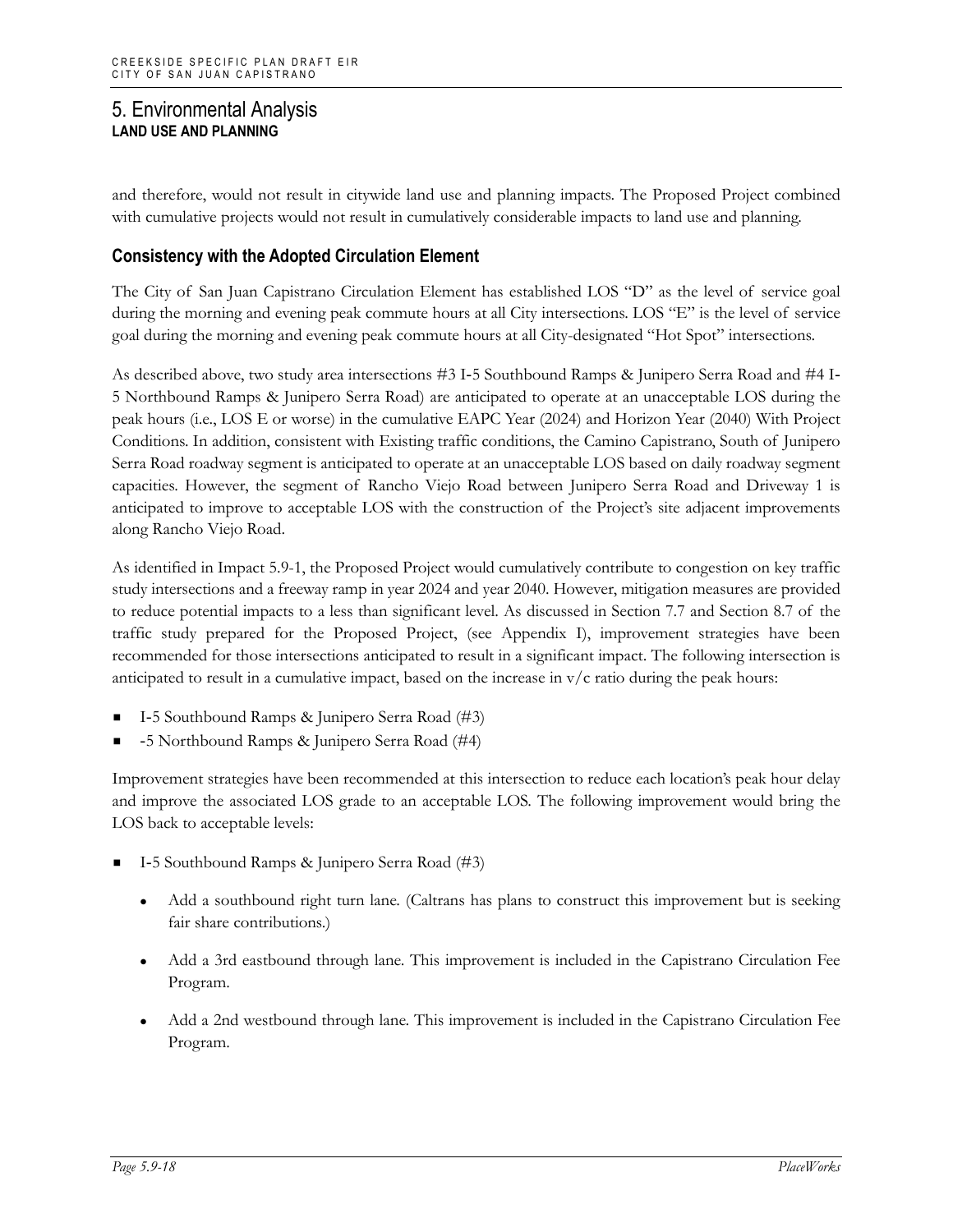# 5. Environmental Analysis

**LAND USE AND PLANNING**

and therefore, would not result in citywide land use and planning impacts. The Proposed Project combined with cumulative projects would not result in cumulatively considerable impacts to land use and planning.

### Consistency with the Adopted Circulation Element

The City of San Juan Capistrano Circulation Element has established LOS "D" as the level of service goal during the morning and evening peak commute hours at all City intersections. LOS "E" is the level of service goal during the morning and evening peak commute hours at all City-designated "Hot Spot" intersections.

As described above, two study area intersections #3 I-5 Southbound Ramps & Junipero Serra Road and #4 I-5 Northbound Ramps & Junipero Serra Road) are anticipated to operate at an unacceptable LOS during the peak hours (i.e., LOS E or worse) in the cumulative EAPC Year (2024) and Horizon Year (2040) With Project Conditions. In addition, consistent with Existing traffic conditions, the Camino Capistrano, South of Junipero Serra Road roadway segment is anticipated to operate at an unacceptable LOS based on daily roadway segment capacities. However, the segment of Rancho Viejo Road between Junipero Serra Road and Driveway 1 is anticipated to improve to acceptable LOS with the construction of the Project's site adjacent improvements along Rancho Viejo Road.

As identified in Impact 5.9-1, the Proposed Project would cumulatively contribute to congestion on key traffic study intersections and a freeway ramp in year 2024 and year 2040. However, mitigation measures are provided to reduce potential impacts to a less than significant level. As discussed in Section 7.7 and Section 8.7 of the traffic study prepared for the Proposed Project, (see Appendix I), improvement strategies have been recommended for those intersections anticipated to result in a significant impact. The following intersection is anticipated to result in a cumulative impact, based on the increase in v/c ratio during the peak hours:

- I-5 Southbound Ramps & Junipero Serra Road (#3)
- -5 Northbound Ramps & Junipero Serra Road (#4)

Improvement strategies have been recommended at this intersection to reduce each location's peak hour delay and improve the associated LOS grade to an acceptable LOS. The following improvement would bring the LOS back to acceptable levels:

- I-5 Southbound Ramps & Junipero Serra Road (#3)
  - Add a southbound right turn lane. (Caltrans has plans to construct this improvement but is seeking fair share contributions.)
  - Add a 3rd eastbound through lane. This improvement is included in the Capistrano Circulation Fee Program.
  - Add a 2nd westbound through lane. This improvement is included in the Capistrano Circulation Fee Program.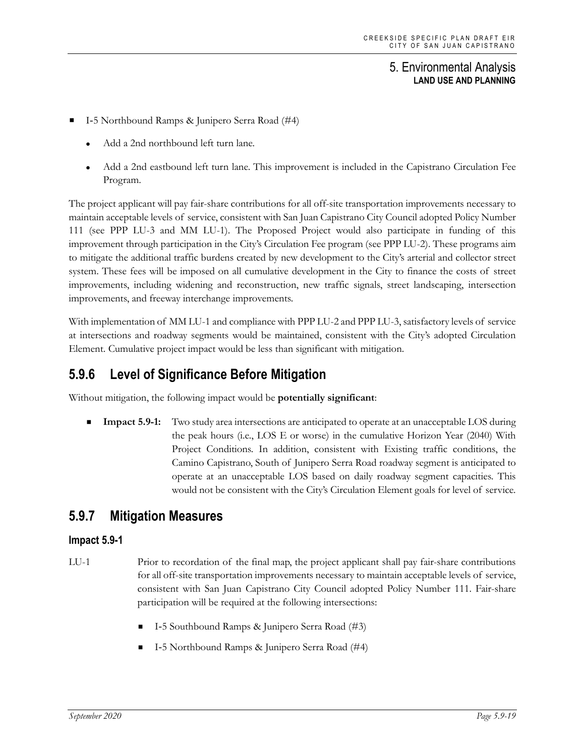- I-5 Northbound Ramps & Junipero Serra Road (#4)
  - Add a 2nd northbound left turn lane.
  - Add a 2nd eastbound left turn lane. This improvement is included in the Capistrano Circulation Fee Program.

The project applicant will pay fair-share contributions for all off-site transportation improvements necessary to maintain acceptable levels of service, consistent with San Juan Capistrano City Council adopted Policy Number 111 (see PPP LU-3 and MM LU-1). The Proposed Project would also participate in funding of this improvement through participation in the City's Circulation Fee program (see PPP LU-2). These programs aim to mitigate the additional traffic burdens created by new development to the City's arterial and collector street system. These fees will be imposed on all cumulative development in the City to finance the costs of street improvements, including widening and reconstruction, new traffic signals, street landscaping, intersection improvements, and freeway interchange improvements.

With implementation of MM LU-1 and compliance with PPP LU-2 and PPP LU-3, satisfactory levels of service at intersections and roadway segments would be maintained, consistent with the City's adopted Circulation Element. Cumulative project impact would be less than significant with mitigation.

## 5.9.6 Level of Significance Before Mitigation

Without mitigation, the following impact would be **potentially significant**:

- **Impact 5.9-1:** Two study area intersections are anticipated to operate at an unacceptable LOS during the peak hours (i.e., LOS E or worse) in the cumulative Horizon Year (2040) With Project Conditions. In addition, consistent with Existing traffic conditions, the Camino Capistrano, South of Junipero Serra Road roadway segment is anticipated to operate at an unacceptable LOS based on daily roadway segment capacities. This would not be consistent with the City's Circulation Element goals for level of service.

## 5.9.7 Mitigation Measures

### Impact 5.9-1

LU-1 Prior to recordation of the final map, the project applicant shall pay fair-share contributions for all off-site transportation improvements necessary to maintain acceptable levels of service, consistent with San Juan Capistrano City Council adopted Policy Number 111. Fair-share participation will be required at the following intersections:

- I-5 Southbound Ramps & Junipero Serra Road (#3)
- I-5 Northbound Ramps & Junipero Serra Road (#4)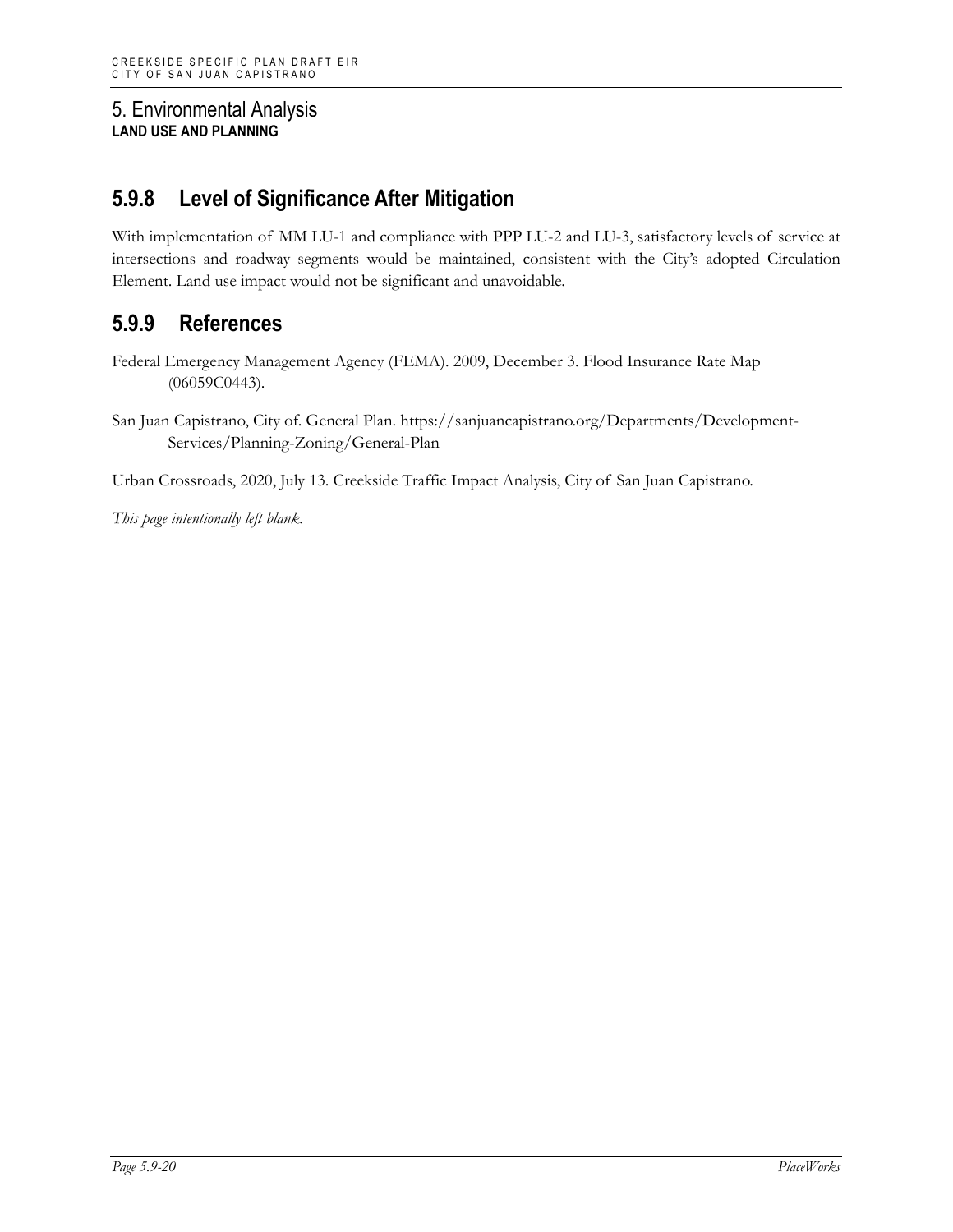## 5.9.8 Level of Significance After Mitigation

With implementation of MM LU-1 and compliance with PPP LU-2 and LU-3, satisfactory levels of service at intersections and roadway segments would be maintained, consistent with the City's adopted Circulation Element. Land use impact would not be significant and unavoidable.

## 5.9.9 References

Federal Emergency Management Agency (FEMA). 2009, December 3. Flood Insurance Rate Map (06059C0443).

San Juan Capistrano, City of. General Plan. https://sanjuancapistrano.org/Departments/Development-Services/Planning-Zoning/General-Plan

Urban Crossroads, 2020, July 13. Creekside Traffic Impact Analysis, City of San Juan Capistrano.

*This page intentionally left blank.*